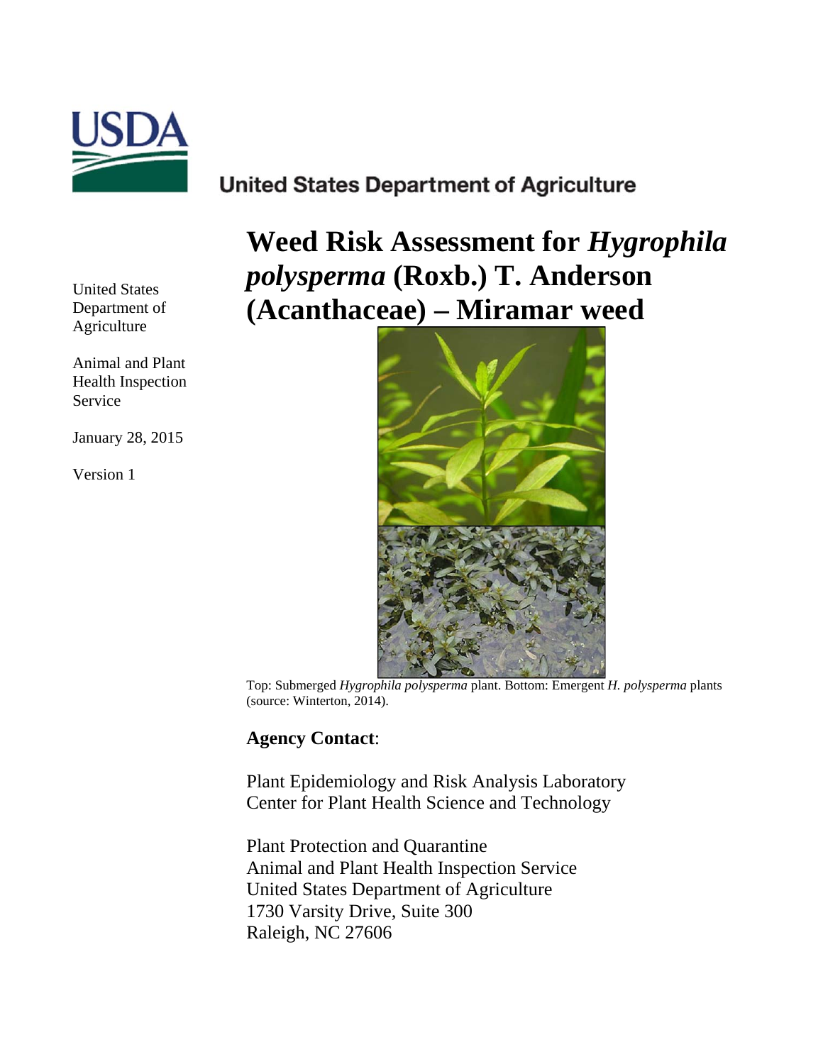United States Department of Agriculture

United States Department of Agriculture

Animal and Plant Health Inspection Service

January 28, 2015

Version 1

# Weed Risk Assessment for *Hygrophila polysperma* (Roxb.) T. Anderson (Acanthaceae) – Miramar weed

Top: Submerged *Hygrophila polysperma* plant. Bottom: Emergent *H. polysperma* plants (source: Winterton, 2014).

**Agency Contact**:

Plant Epidemiology and Risk Analysis Laboratory
Center for Plant Health Science and Technology

Plant Protection and Quarantine
Animal and Plant Health Inspection Service
United States Department of Agriculture
1730 Varsity Drive, Suite 300
Raleigh, NC 27606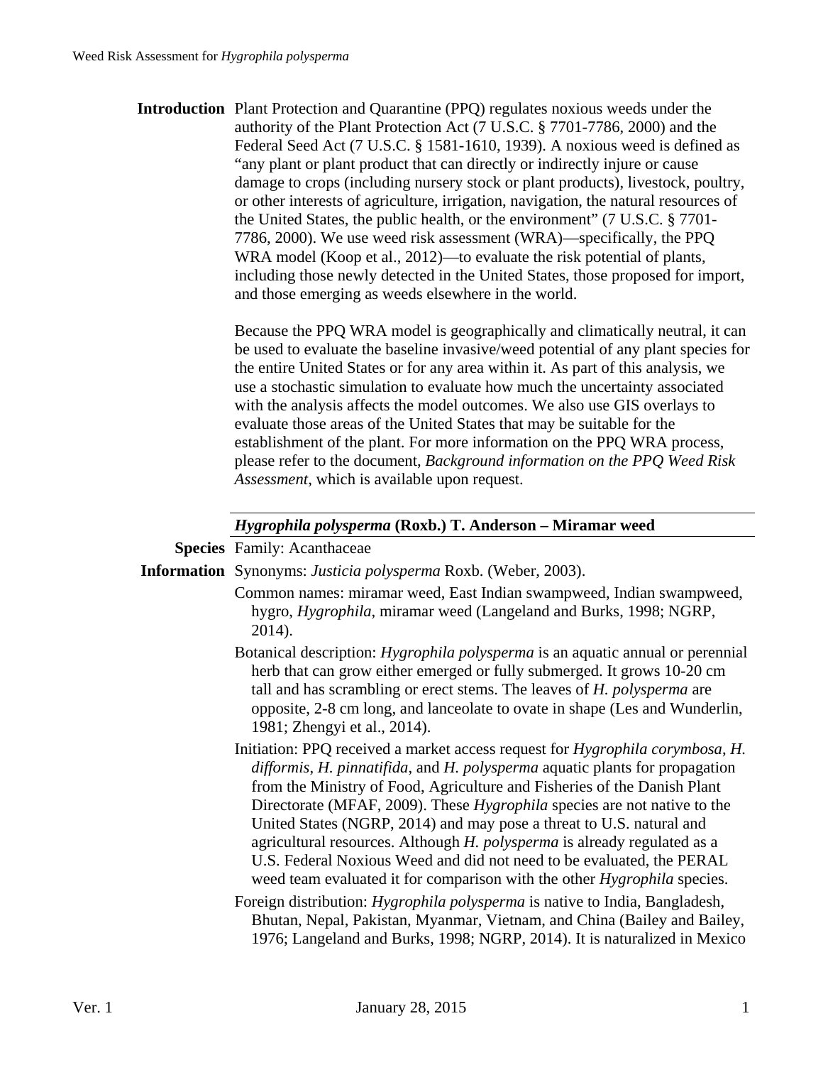**Introduction** Plant Protection and Quarantine (PPQ) regulates noxious weeds under the authority of the Plant Protection Act (7 U.S.C. § 7701-7786, 2000) and the Federal Seed Act (7 U.S.C. § 1581-1610, 1939). A noxious weed is defined as "any plant or plant product that can directly or indirectly injure or cause damage to crops (including nursery stock or plant products), livestock, poultry, or other interests of agriculture, irrigation, navigation, the natural resources of the United States, the public health, or the environment" (7 U.S.C. § 7701-7786, 2000). We use weed risk assessment (WRA)—specifically, the PPQ WRA model (Koop et al., 2012)—to evaluate the risk potential of plants, including those newly detected in the United States, those proposed for import, and those emerging as weeds elsewhere in the world.

Because the PPQ WRA model is geographically and climatically neutral, it can be used to evaluate the baseline invasive/weed potential of any plant species for the entire United States or for any area within it. As part of this analysis, we use a stochastic simulation to evaluate how much the uncertainty associated with the analysis affects the model outcomes. We also use GIS overlays to evaluate those areas of the United States that may be suitable for the establishment of the plant. For more information on the PPQ WRA process, please refer to the document, *Background information on the PPQ Weed Risk Assessment*, which is available upon request.

## *Hygrophila polysperma* (Roxb.) T. Anderson – Miramar weed

**Species Information**

Family: Acanthaceae

Synonyms: *Justicia polysperma* Roxb. (Weber, 2003).

Common names: miramar weed, East Indian swampweed, Indian swampweed, hygro, *Hygrophila*, miramar weed (Langeland and Burks, 1998; NGRP, 2014).

Botanical description: *Hygrophila polysperma* is an aquatic annual or perennial herb that can grow either emerged or fully submerged. It grows 10-20 cm tall and has scrambling or erect stems. The leaves of *H. polysperma* are opposite, 2-8 cm long, and lanceolate to ovate in shape (Les and Wunderlin, 1981; Zhengyi et al., 2014).

Initiation: PPQ received a market access request for *Hygrophila corymbosa*, *H. difformis*, *H. pinnatifida*, and *H. polysperma* aquatic plants for propagation from the Ministry of Food, Agriculture and Fisheries of the Danish Plant Directorate (MFAF, 2009). These *Hygrophila* species are not native to the United States (NGRP, 2014) and may pose a threat to U.S. natural and agricultural resources. Although *H. polysperma* is already regulated as a U.S. Federal Noxious Weed and did not need to be evaluated, the PERAL weed team evaluated it for comparison with the other *Hygrophila* species.

Foreign distribution: *Hygrophila polysperma* is native to India, Bangladesh, Bhutan, Nepal, Pakistan, Myanmar, Vietnam, and China (Bailey and Bailey, 1976; Langeland and Burks, 1998; NGRP, 2014). It is naturalized in Mexico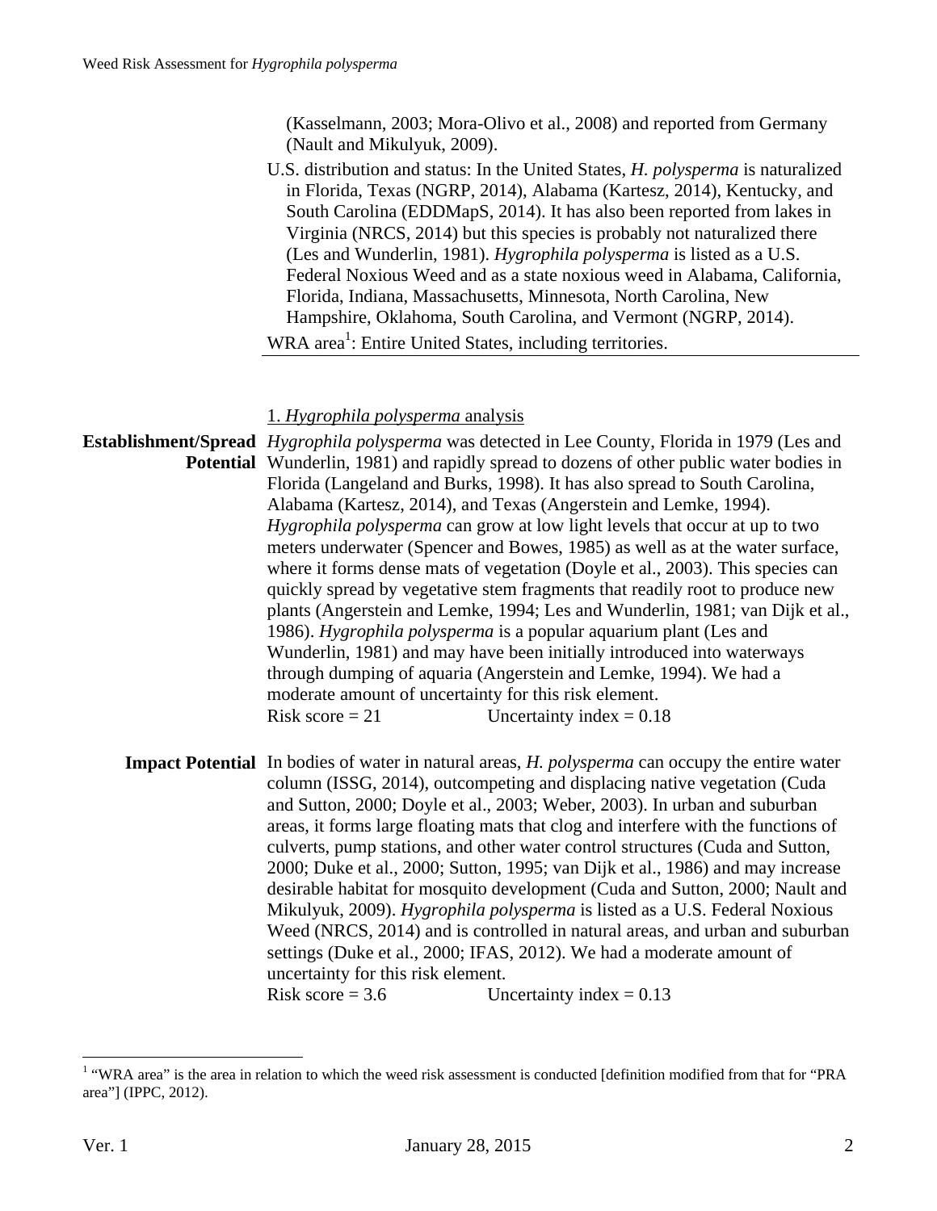(Kasselmann, 2003; Mora-Olivo et al., 2008) and reported from Germany (Nault and Mikulyuk, 2009).

U.S. distribution and status: In the United States, *H. polysperma* is naturalized in Florida, Texas (NGRP, 2014), Alabama (Kartesz, 2014), Kentucky, and South Carolina (EDDMapS, 2014). It has also been reported from lakes in Virginia (NRCS, 2014) but this species is probably not naturalized there (Les and Wunderlin, 1981). *Hygrophila polysperma* is listed as a U.S. Federal Noxious Weed and as a state noxious weed in Alabama, California, Florida, Indiana, Massachusetts, Minnesota, North Carolina, New Hampshire, Oklahoma, South Carolina, and Vermont (NGRP, 2014).

WRA area[1]: Entire United States, including territories.

## 1. *Hygrophila polysperma* analysis

**Establishment/Spread Potential** *Hygrophila polysperma* was detected in Lee County, Florida in 1979 (Les and Wunderlin, 1981) and rapidly spread to dozens of other public water bodies in Florida (Langeland and Burks, 1998). It has also spread to South Carolina, Alabama (Kartesz, 2014), and Texas (Angerstein and Lemke, 1994). *Hygrophila polysperma* can grow at low light levels that occur at up to two meters underwater (Spencer and Bowes, 1985) as well as at the water surface, where it forms dense mats of vegetation (Doyle et al., 2003). This species can quickly spread by vegetative stem fragments that readily root to produce new plants (Angerstein and Lemke, 1994; Les and Wunderlin, 1981; van Dijk et al., 1986). *Hygrophila polysperma* is a popular aquarium plant (Les and Wunderlin, 1981) and may have been initially introduced into waterways through dumping of aquaria (Angerstein and Lemke, 1994). We had a moderate amount of uncertainty for this risk element.
Risk score = 21 Uncertainty index = 0.18

**Impact Potential** In bodies of water in natural areas, *H. polysperma* can occupy the entire water column (ISSG, 2014), outcompeting and displacing native vegetation (Cuda and Sutton, 2000; Doyle et al., 2003; Weber, 2003). In urban and suburban areas, it forms large floating mats that clog and interfere with the functions of culverts, pump stations, and other water control structures (Cuda and Sutton, 2000; Duke et al., 2000; Sutton, 1995; van Dijk et al., 1986) and may increase desirable habitat for mosquito development (Cuda and Sutton, 2000; Nault and Mikulyuk, 2009). *Hygrophila polysperma* is listed as a U.S. Federal Noxious Weed (NRCS, 2014) and is controlled in natural areas, and urban and suburban settings (Duke et al., 2000; IFAS, 2012). We had a moderate amount of uncertainty for this risk element.
Risk score = 3.6 Uncertainty index = 0.13

[1] "WRA area" is the area in relation to which the weed risk assessment is conducted [definition modified from that for "PRA area"] (IPPC, 2012).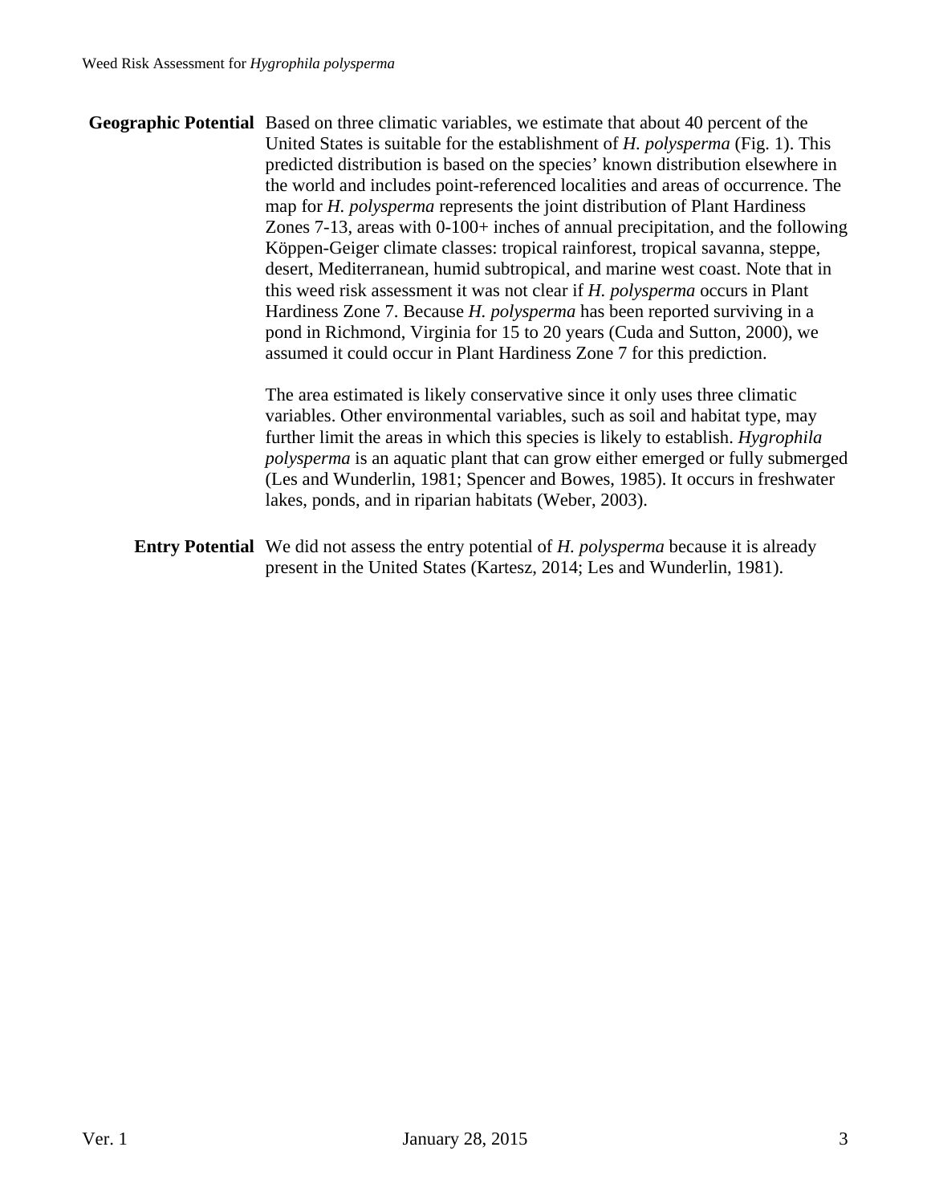**Geographic Potential** Based on three climatic variables, we estimate that about 40 percent of the United States is suitable for the establishment of *H. polysperma* (Fig. 1). This predicted distribution is based on the species' known distribution elsewhere in the world and includes point-referenced localities and areas of occurrence. The map for *H. polysperma* represents the joint distribution of Plant Hardiness Zones 7-13, areas with 0-100+ inches of annual precipitation, and the following Köppen-Geiger climate classes: tropical rainforest, tropical savanna, steppe, desert, Mediterranean, humid subtropical, and marine west coast. Note that in this weed risk assessment it was not clear if *H. polysperma* occurs in Plant Hardiness Zone 7. Because *H. polysperma* has been reported surviving in a pond in Richmond, Virginia for 15 to 20 years (Cuda and Sutton, 2000), we assumed it could occur in Plant Hardiness Zone 7 for this prediction.

The area estimated is likely conservative since it only uses three climatic variables. Other environmental variables, such as soil and habitat type, may further limit the areas in which this species is likely to establish. *Hygrophila polysperma* is an aquatic plant that can grow either emerged or fully submerged (Les and Wunderlin, 1981; Spencer and Bowes, 1985). It occurs in freshwater lakes, ponds, and in riparian habitats (Weber, 2003).

**Entry Potential** We did not assess the entry potential of *H. polysperma* because it is already present in the United States (Kartesz, 2014; Les and Wunderlin, 1981).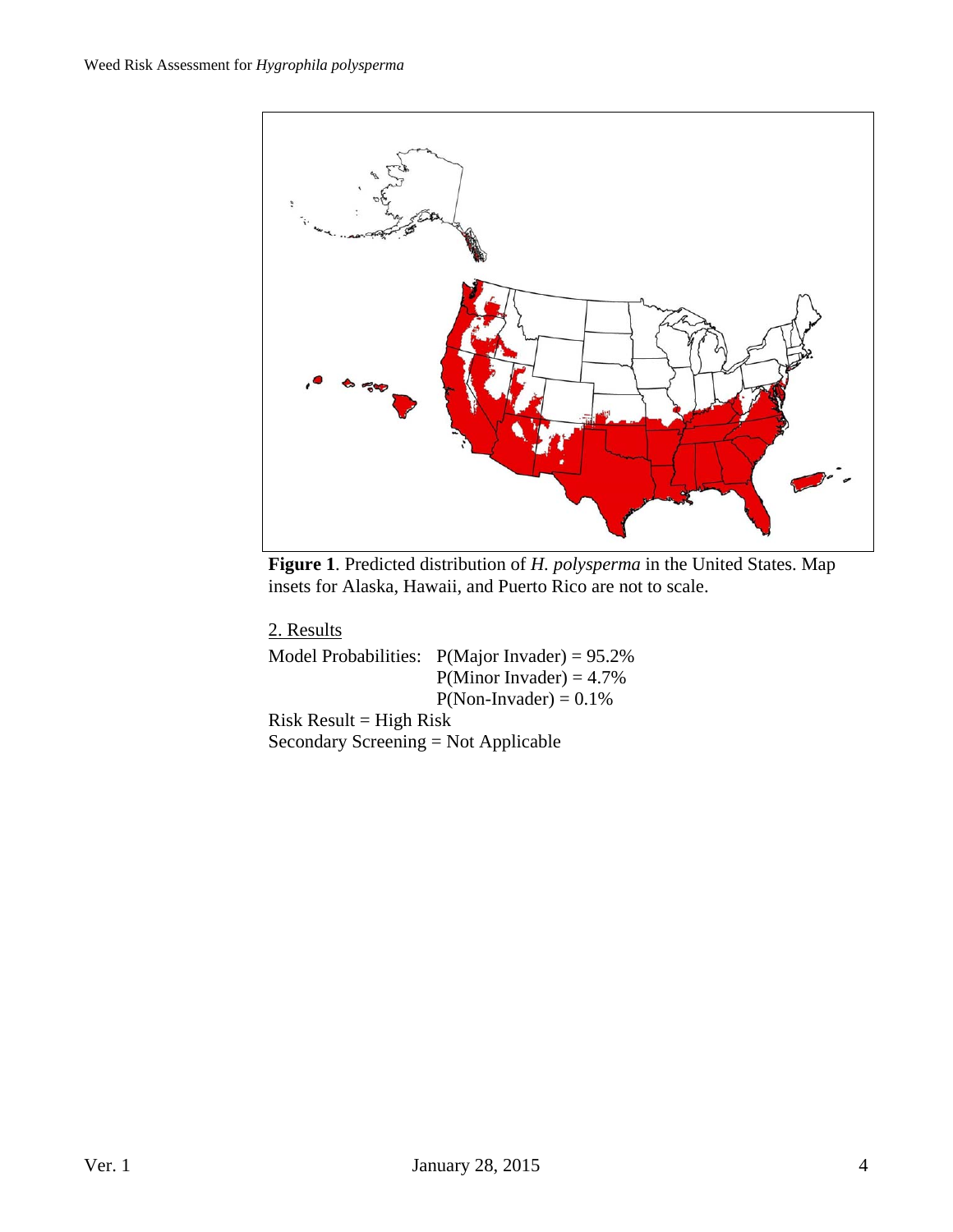**Figure 1**. Predicted distribution of *H. polysperma* in the United States. Map insets for Alaska, Hawaii, and Puerto Rico are not to scale.

<u>2. Results</u>

Model Probabilities: P(Major Invader) = 95.2%
P(Minor Invader) = 4.7%
P(Non-Invader) = 0.1%

Risk Result = High Risk

Secondary Screening = Not Applicable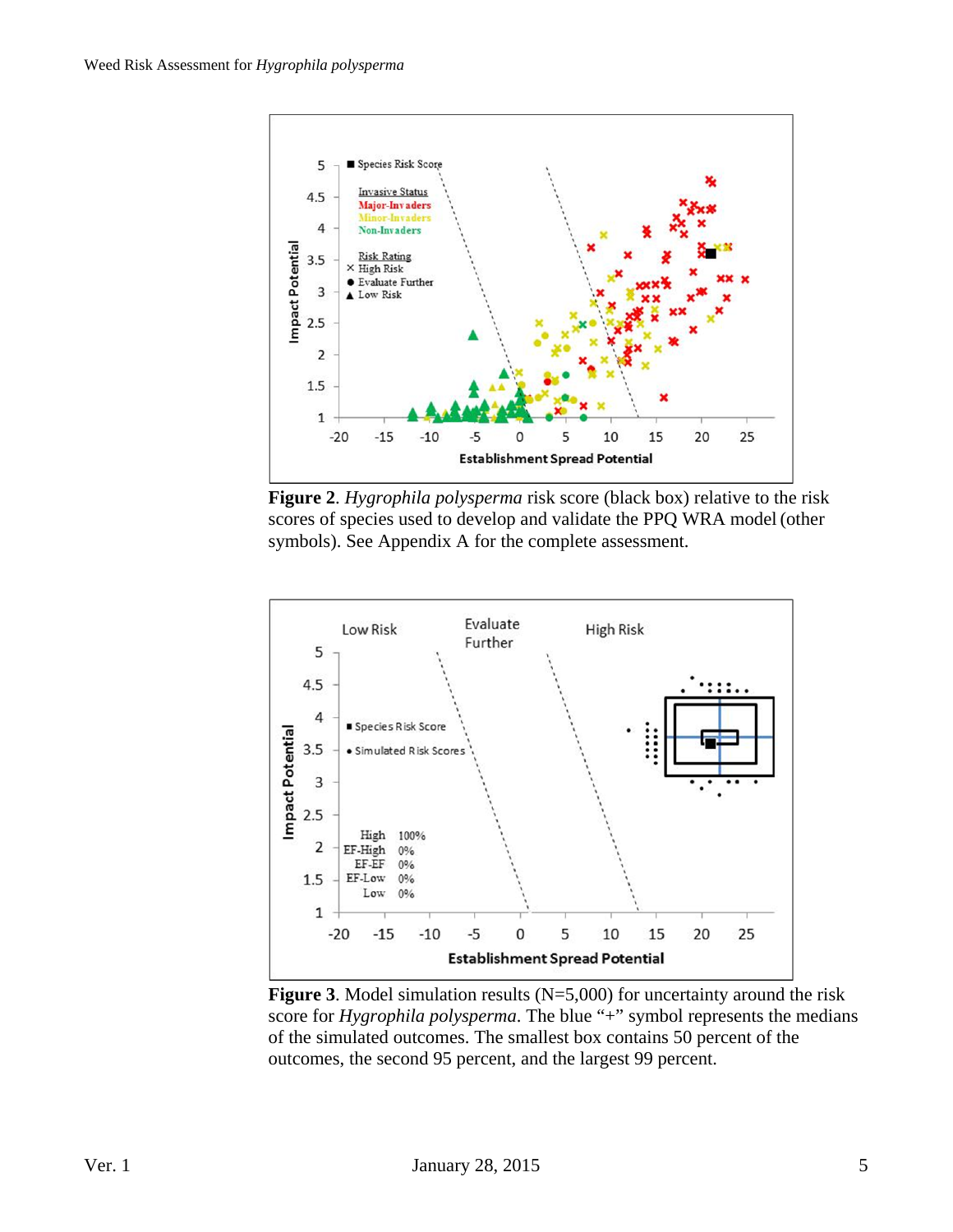**Figure 2**. *Hygrophila polysperma* risk score (black box) relative to the risk scores of species used to develop and validate the PPQ WRA model (other symbols). See Appendix A for the complete assessment.

**Figure 3**. Model simulation results (N=5,000) for uncertainty around the risk score for *Hygrophila polysperma*. The blue "+" symbol represents the medians of the simulated outcomes. The smallest box contains 50 percent of the outcomes, the second 95 percent, and the largest 99 percent.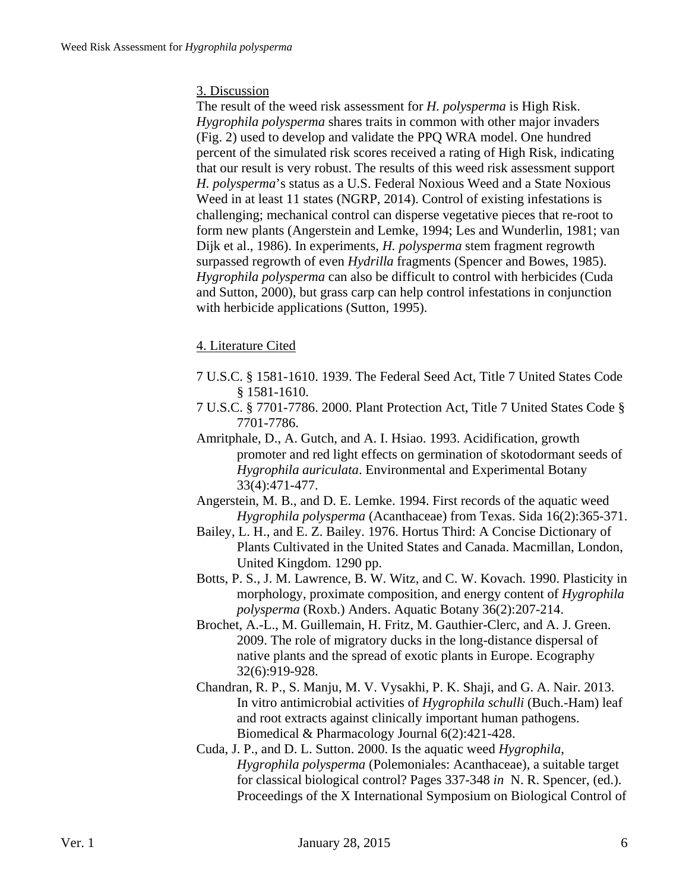## 3. Discussion

The result of the weed risk assessment for *H. polysperma* is High Risk. *Hygrophila polysperma* shares traits in common with other major invaders (Fig. 2) used to develop and validate the PPQ WRA model. One hundred percent of the simulated risk scores received a rating of High Risk, indicating that our result is very robust. The results of this weed risk assessment support *H. polysperma*'s status as a U.S. Federal Noxious Weed and a State Noxious Weed in at least 11 states (NGRP, 2014). Control of existing infestations is challenging; mechanical control can disperse vegetative pieces that re-root to form new plants (Angerstein and Lemke, 1994; Les and Wunderlin, 1981; van Dijk et al., 1986). In experiments, *H. polysperma* stem fragment regrowth surpassed regrowth of even *Hydrilla* fragments (Spencer and Bowes, 1985). *Hygrophila polysperma* can also be difficult to control with herbicides (Cuda and Sutton, 2000), but grass carp can help control infestations in conjunction with herbicide applications (Sutton, 1995).

## 4. Literature Cited

7 U.S.C. § 1581-1610. 1939. The Federal Seed Act, Title 7 United States Code § 1581-1610.

7 U.S.C. § 7701-7786. 2000. Plant Protection Act, Title 7 United States Code § 7701-7786.

Amritphale, D., A. Gutch, and A. I. Hsiao. 1993. Acidification, growth promoter and red light effects on germination of skotodormant seeds of *Hygrophila auriculata*. Environmental and Experimental Botany 33(4):471-477.

Angerstein, M. B., and D. E. Lemke. 1994. First records of the aquatic weed *Hygrophila polysperma* (Acanthaceae) from Texas. Sida 16(2):365-371.

Bailey, L. H., and E. Z. Bailey. 1976. Hortus Third: A Concise Dictionary of Plants Cultivated in the United States and Canada. Macmillan, London, United Kingdom. 1290 pp.

Botts, P. S., J. M. Lawrence, B. W. Witz, and C. W. Kovach. 1990. Plasticity in morphology, proximate composition, and energy content of *Hygrophila polysperma* (Roxb.) Anders. Aquatic Botany 36(2):207-214.

Brochet, A.-L., M. Guillemain, H. Fritz, M. Gauthier-Clerc, and A. J. Green. 2009. The role of migratory ducks in the long-distance dispersal of native plants and the spread of exotic plants in Europe. Ecography 32(6):919-928.

Chandran, R. P., S. Manju, M. V. Vysakhi, P. K. Shaji, and G. A. Nair. 2013. In vitro antimicrobial activities of *Hygrophila schulli* (Buch.-Ham) leaf and root extracts against clinically important human pathogens. Biomedical & Pharmacology Journal 6(2):421-428.

Cuda, J. P., and D. L. Sutton. 2000. Is the aquatic weed *Hygrophila*, *Hygrophila polysperma* (Polemoniales: Acanthaceae), a suitable target for classical biological control? Pages 337-348 *in* N. R. Spencer, (ed.). Proceedings of the X International Symposium on Biological Control of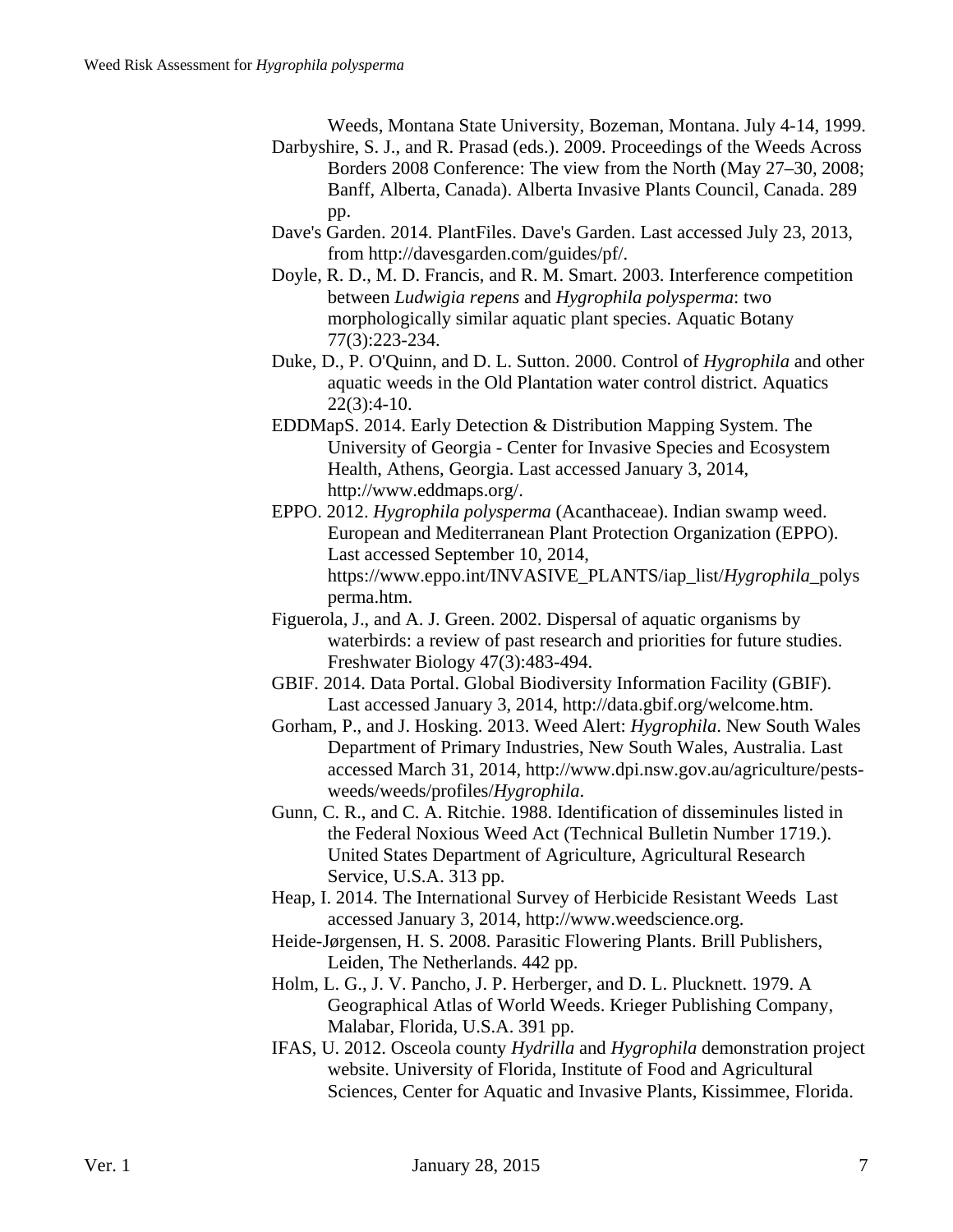Weeds, Montana State University, Bozeman, Montana. July 4-14, 1999.

Darbyshire, S. J., and R. Prasad (eds.). 2009. Proceedings of the Weeds Across Borders 2008 Conference: The view from the North (May 27–30, 2008; Banff, Alberta, Canada). Alberta Invasive Plants Council, Canada. 289 pp.

Dave's Garden. 2014. PlantFiles. Dave's Garden. Last accessed July 23, 2013, from http://davesgarden.com/guides/pf/.

Doyle, R. D., M. D. Francis, and R. M. Smart. 2003. Interference competition between *Ludwigia repens* and *Hygrophila polysperma*: two morphologically similar aquatic plant species. Aquatic Botany 77(3):223-234.

Duke, D., P. O'Quinn, and D. L. Sutton. 2000. Control of *Hygrophila* and other aquatic weeds in the Old Plantation water control district. Aquatics 22(3):4-10.

EDDMapS. 2014. Early Detection & Distribution Mapping System. The University of Georgia - Center for Invasive Species and Ecosystem Health, Athens, Georgia. Last accessed January 3, 2014, http://www.eddmaps.org/.

EPPO. 2012. *Hygrophila polysperma* (Acanthaceae). Indian swamp weed. European and Mediterranean Plant Protection Organization (EPPO). Last accessed September 10, 2014, https://www.eppo.int/INVASIVE_PLANTS/iap_list/*Hygrophila*_polysperma.htm.

Figuerola, J., and A. J. Green. 2002. Dispersal of aquatic organisms by waterbirds: a review of past research and priorities for future studies. Freshwater Biology 47(3):483-494.

GBIF. 2014. Data Portal. Global Biodiversity Information Facility (GBIF). Last accessed January 3, 2014, http://data.gbif.org/welcome.htm.

Gorham, P., and J. Hosking. 2013. Weed Alert: *Hygrophila*. New South Wales Department of Primary Industries, New South Wales, Australia. Last accessed March 31, 2014, http://www.dpi.nsw.gov.au/agriculture/pests-weeds/weeds/profiles/*Hygrophila*.

Gunn, C. R., and C. A. Ritchie. 1988. Identification of disseminules listed in the Federal Noxious Weed Act (Technical Bulletin Number 1719.). United States Department of Agriculture, Agricultural Research Service, U.S.A. 313 pp.

Heap, I. 2014. The International Survey of Herbicide Resistant Weeds Last accessed January 3, 2014, http://www.weedscience.org.

Heide-Jørgensen, H. S. 2008. Parasitic Flowering Plants. Brill Publishers, Leiden, The Netherlands. 442 pp.

Holm, L. G., J. V. Pancho, J. P. Herberger, and D. L. Plucknett. 1979. A Geographical Atlas of World Weeds. Krieger Publishing Company, Malabar, Florida, U.S.A. 391 pp.

IFAS, U. 2012. Osceola county *Hydrilla* and *Hygrophila* demonstration project website. University of Florida, Institute of Food and Agricultural Sciences, Center for Aquatic and Invasive Plants, Kissimmee, Florida.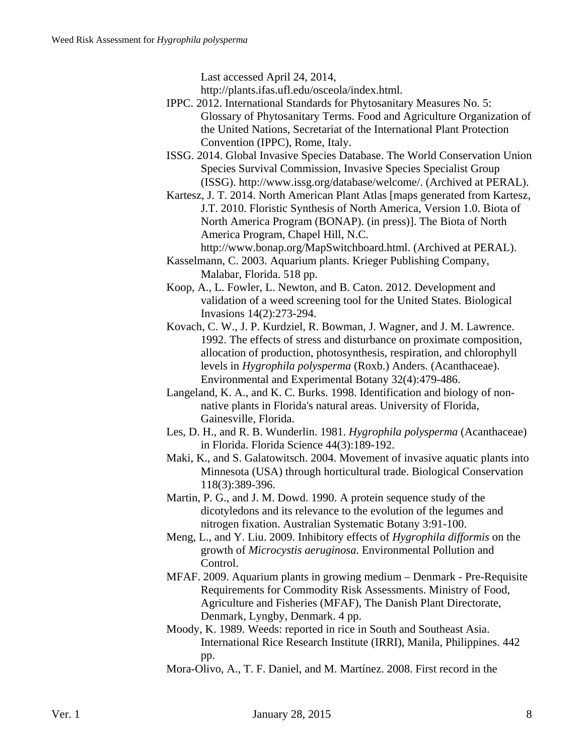Last accessed April 24, 2014, http://plants.ifas.ufl.edu/osceola/index.html.

IPPC. 2012. International Standards for Phytosanitary Measures No. 5: Glossary of Phytosanitary Terms. Food and Agriculture Organization of the United Nations, Secretariat of the International Plant Protection Convention (IPPC), Rome, Italy.

ISSG. 2014. Global Invasive Species Database. The World Conservation Union Species Survival Commission, Invasive Species Specialist Group (ISSG). http://www.issg.org/database/welcome/. (Archived at PERAL).

Kartesz, J. T. 2014. North American Plant Atlas [maps generated from Kartesz, J.T. 2010. Floristic Synthesis of North America, Version 1.0. Biota of North America Program (BONAP). (in press)]. The Biota of North America Program, Chapel Hill, N.C. http://www.bonap.org/MapSwitchboard.html. (Archived at PERAL).

Kasselmann, C. 2003. Aquarium plants. Krieger Publishing Company, Malabar, Florida. 518 pp.

Koop, A., L. Fowler, L. Newton, and B. Caton. 2012. Development and validation of a weed screening tool for the United States. Biological Invasions 14(2):273-294.

Kovach, C. W., J. P. Kurdziel, R. Bowman, J. Wagner, and J. M. Lawrence. 1992. The effects of stress and disturbance on proximate composition, allocation of production, photosynthesis, respiration, and chlorophyll levels in *Hygrophila polysperma* (Roxb.) Anders. (Acanthaceae). Environmental and Experimental Botany 32(4):479-486.

Langeland, K. A., and K. C. Burks. 1998. Identification and biology of non-native plants in Florida's natural areas. University of Florida, Gainesville, Florida.

Les, D. H., and R. B. Wunderlin. 1981. *Hygrophila polysperma* (Acanthaceae) in Florida. Florida Science 44(3):189-192.

Maki, K., and S. Galatowitsch. 2004. Movement of invasive aquatic plants into Minnesota (USA) through horticultural trade. Biological Conservation 118(3):389-396.

Martin, P. G., and J. M. Dowd. 1990. A protein sequence study of the dicotyledons and its relevance to the evolution of the legumes and nitrogen fixation. Australian Systematic Botany 3:91-100.

Meng, L., and Y. Liu. 2009. Inhibitory effects of *Hygrophila difformis* on the growth of *Microcystis aeruginosa*. Environmental Pollution and Control.

MFAF. 2009. Aquarium plants in growing medium – Denmark - Pre-Requisite Requirements for Commodity Risk Assessments. Ministry of Food, Agriculture and Fisheries (MFAF), The Danish Plant Directorate, Denmark, Lyngby, Denmark. 4 pp.

Moody, K. 1989. Weeds: reported in rice in South and Southeast Asia. International Rice Research Institute (IRRI), Manila, Philippines. 442 pp.

Mora-Olivo, A., T. F. Daniel, and M. Martínez. 2008. First record in the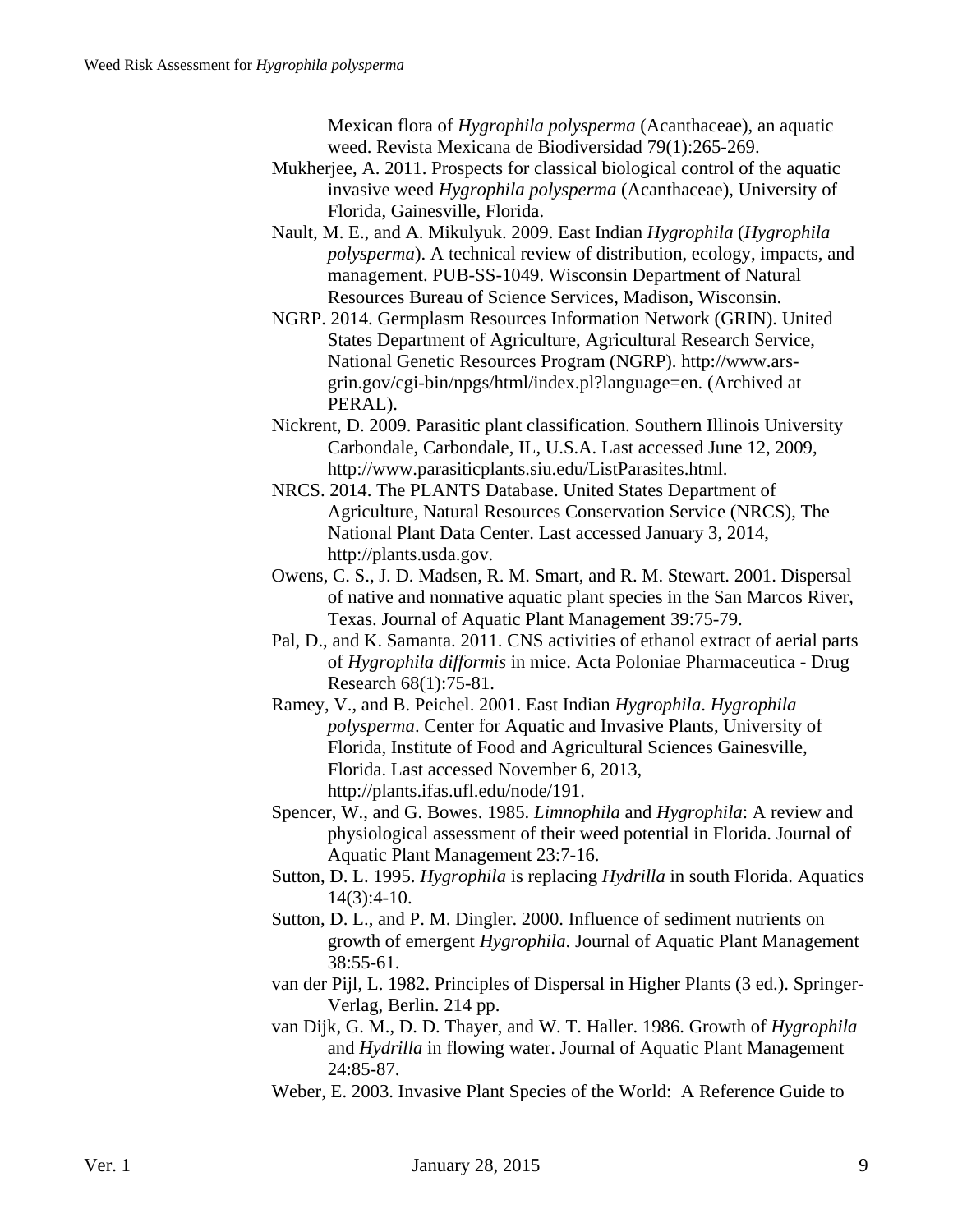Mexican flora of *Hygrophila polysperma* (Acanthaceae), an aquatic weed. Revista Mexicana de Biodiversidad 79(1):265-269.

Mukherjee, A. 2011. Prospects for classical biological control of the aquatic invasive weed *Hygrophila polysperma* (Acanthaceae), University of Florida, Gainesville, Florida.

Nault, M. E., and A. Mikulyuk. 2009. East Indian *Hygrophila* (*Hygrophila polysperma*). A technical review of distribution, ecology, impacts, and management. PUB-SS-1049. Wisconsin Department of Natural Resources Bureau of Science Services, Madison, Wisconsin.

NGRP. 2014. Germplasm Resources Information Network (GRIN). United States Department of Agriculture, Agricultural Research Service, National Genetic Resources Program (NGRP). http://www.ars-grin.gov/cgi-bin/npgs/html/index.pl?language=en. (Archived at PERAL).

Nickrent, D. 2009. Parasitic plant classification. Southern Illinois University Carbondale, Carbondale, IL, U.S.A. Last accessed June 12, 2009, http://www.parasiticplants.siu.edu/ListParasites.html.

NRCS. 2014. The PLANTS Database. United States Department of Agriculture, Natural Resources Conservation Service (NRCS), The National Plant Data Center. Last accessed January 3, 2014, http://plants.usda.gov.

Owens, C. S., J. D. Madsen, R. M. Smart, and R. M. Stewart. 2001. Dispersal of native and nonnative aquatic plant species in the San Marcos River, Texas. Journal of Aquatic Plant Management 39:75-79.

Pal, D., and K. Samanta. 2011. CNS activities of ethanol extract of aerial parts of *Hygrophila difformis* in mice. Acta Poloniae Pharmaceutica - Drug Research 68(1):75-81.

Ramey, V., and B. Peichel. 2001. East Indian *Hygrophila*. *Hygrophila polysperma*. Center for Aquatic and Invasive Plants, University of Florida, Institute of Food and Agricultural Sciences Gainesville, Florida. Last accessed November 6, 2013, http://plants.ifas.ufl.edu/node/191.

Spencer, W., and G. Bowes. 1985. *Limnophila* and *Hygrophila*: A review and physiological assessment of their weed potential in Florida. Journal of Aquatic Plant Management 23:7-16.

Sutton, D. L. 1995. *Hygrophila* is replacing *Hydrilla* in south Florida. Aquatics 14(3):4-10.

Sutton, D. L., and P. M. Dingler. 2000. Influence of sediment nutrients on growth of emergent *Hygrophila*. Journal of Aquatic Plant Management 38:55-61.

van der Pijl, L. 1982. Principles of Dispersal in Higher Plants (3 ed.). Springer-Verlag, Berlin. 214 pp.

van Dijk, G. M., D. D. Thayer, and W. T. Haller. 1986. Growth of *Hygrophila* and *Hydrilla* in flowing water. Journal of Aquatic Plant Management 24:85-87.

Weber, E. 2003. Invasive Plant Species of the World: A Reference Guide to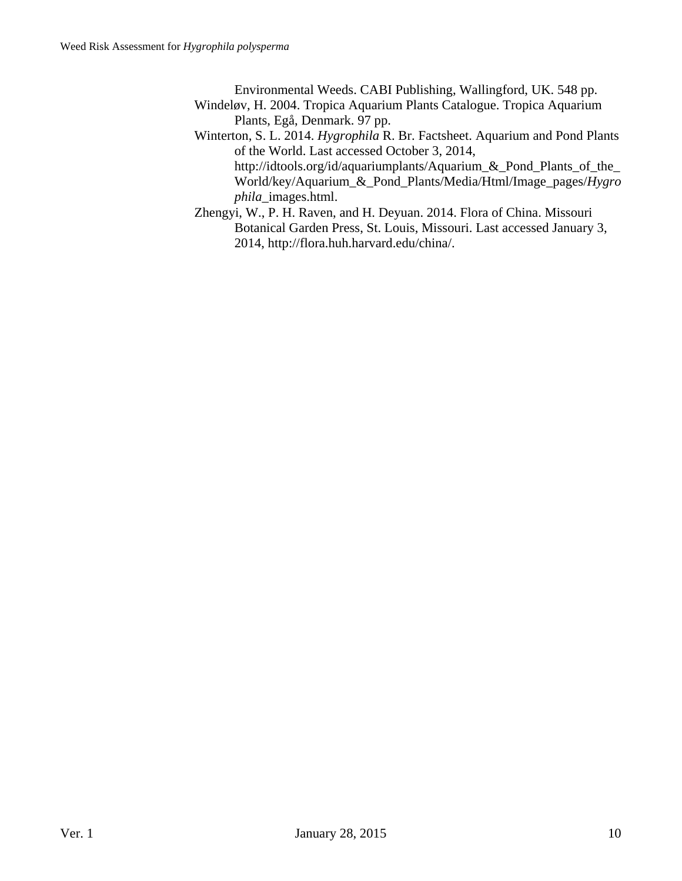Environmental Weeds. CABI Publishing, Wallingford, UK. 548 pp.

Windeløv, H. 2004. Tropica Aquarium Plants Catalogue. Tropica Aquarium Plants, Egå, Denmark. 97 pp.

Winterton, S. L. 2014. *Hygrophila* R. Br. Factsheet. Aquarium and Pond Plants of the World. Last accessed October 3, 2014, http://idtools.org/id/aquariumplants/Aquarium_&_Pond_Plants_of_the_World/key/Aquarium_&_Pond_Plants/Media/Html/Image_pages/*Hygrophila*_images.html.

Zhengyi, W., P. H. Raven, and H. Deyuan. 2014. Flora of China. Missouri Botanical Garden Press, St. Louis, Missouri. Last accessed January 3, 2014, http://flora.huh.harvard.edu/china/.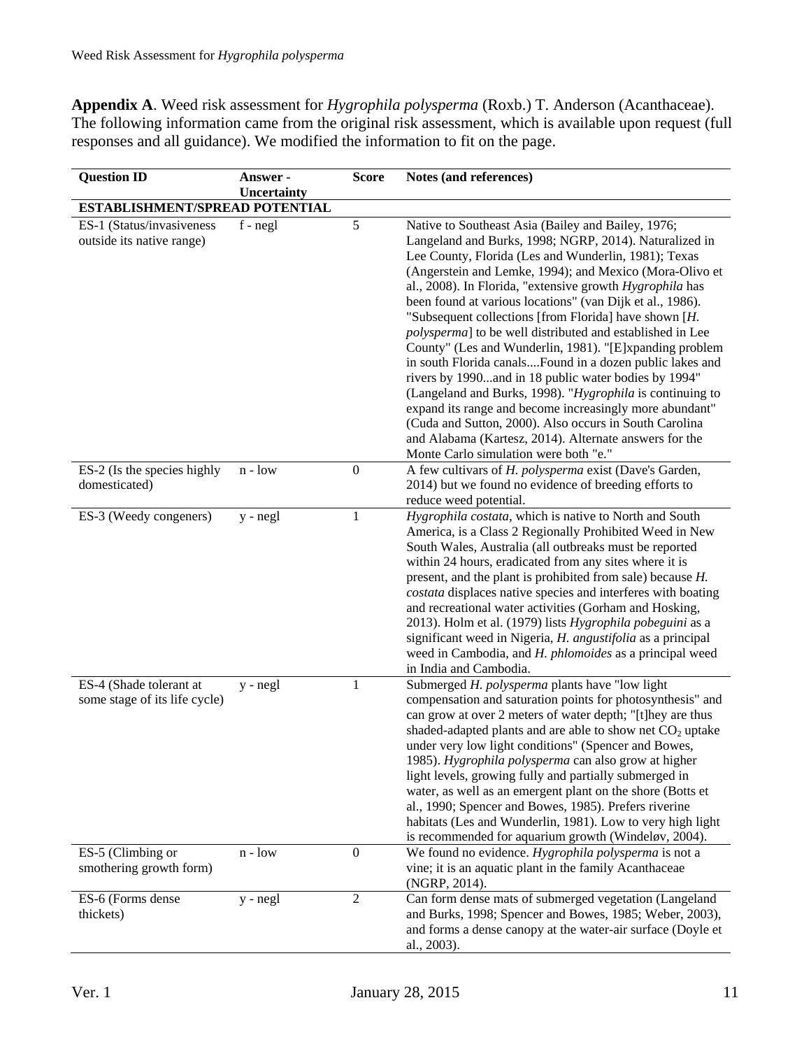**Appendix A**. Weed risk assessment for *Hygrophila polysperma* (Roxb.) T. Anderson (Acanthaceae). The following information came from the original risk assessment, which is available upon request (full responses and all guidance). We modified the information to fit on the page.

| Question ID | Answer - Uncertainty | Score | Notes (and references) |
|---|---|---|---|
| **ESTABLISHMENT/SPREAD POTENTIAL** | | | |
| ES-1 (Status/invasiveness outside its native range) | f - negl | 5 | Native to Southeast Asia (Bailey and Bailey, 1976; Langeland and Burks, 1998; NGRP, 2014). Naturalized in Lee County, Florida (Les and Wunderlin, 1981); Texas (Angerstein and Lemke, 1994); and Mexico (Mora-Olivo et al., 2008). In Florida, "extensive growth *Hygrophila* has been found at various locations" (van Dijk et al., 1986). "Subsequent collections [from Florida] have shown [*H. polysperma*] to be well distributed and established in Lee County" (Les and Wunderlin, 1981). "[E]xpanding problem in south Florida canals....Found in a dozen public lakes and rivers by 1990...and in 18 public water bodies by 1994" (Langeland and Burks, 1998). "*Hygrophila* is continuing to expand its range and become increasingly more abundant" (Cuda and Sutton, 2000). Also occurs in South Carolina and Alabama (Kartesz, 2014). Alternate answers for the Monte Carlo simulation were both "e." |
| ES-2 (Is the species highly domesticated) | n - low | 0 | A few cultivars of *H. polysperma* exist (Dave's Garden, 2014) but we found no evidence of breeding efforts to reduce weed potential. |
| ES-3 (Weedy congeners) | y - negl | 1 | *Hygrophila costata*, which is native to North and South America, is a Class 2 Regionally Prohibited Weed in New South Wales, Australia (all outbreaks must be reported within 24 hours, eradicated from any sites where it is present, and the plant is prohibited from sale) because *H. costata* displaces native species and interferes with boating and recreational water activities (Gorham and Hosking, 2013). Holm et al. (1979) lists *Hygrophila pobeguini* as a significant weed in Nigeria, *H. angustifolia* as a principal weed in Cambodia, and *H. phlomoides* as a principal weed in India and Cambodia. |
| ES-4 (Shade tolerant at some stage of its life cycle) | y - negl | 1 | Submerged *H. polysperma* plants have "low light compensation and saturation points for photosynthesis" and can grow at over 2 meters of water depth; "[t]hey are thus shaded-adapted plants and are able to show net $CO_2$ uptake under very low light conditions" (Spencer and Bowes, 1985). *Hygrophila polysperma* can also grow at higher light levels, growing fully and partially submerged in water, as well as an emergent plant on the shore (Botts et al., 1990; Spencer and Bowes, 1985). Prefers riverine habitats (Les and Wunderlin, 1981). Low to very high light is recommended for aquarium growth (Windeløv, 2004). |
| ES-5 (Climbing or smothering growth form) | n - low | 0 | We found no evidence. *Hygrophila polysperma* is not a vine; it is an aquatic plant in the family Acanthaceae (NGRP, 2014). |
| ES-6 (Forms dense thickets) | y - negl | 2 | Can form dense mats of submerged vegetation (Langeland and Burks, 1998; Spencer and Bowes, 1985; Weber, 2003), and forms a dense canopy at the water-air surface (Doyle et al., 2003). |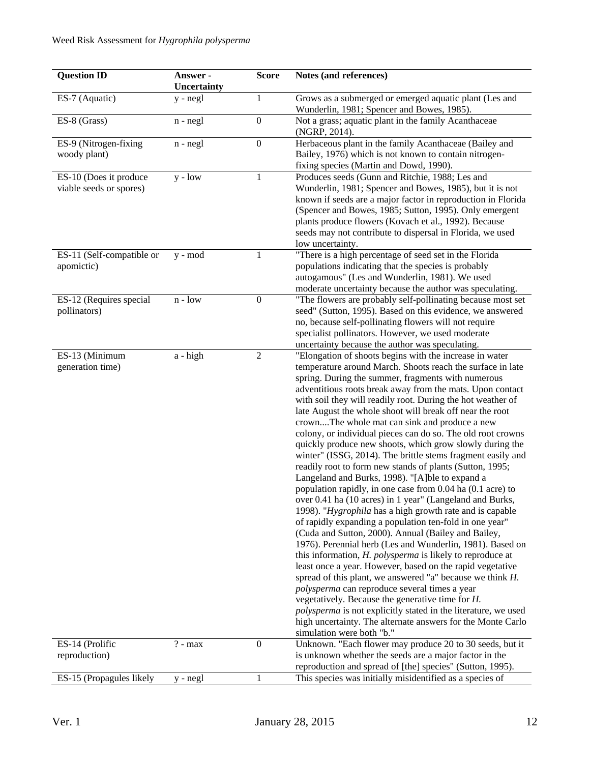| Question ID | Answer - Uncertainty | Score | Notes (and references) |
|---|---|---|---|
| ES-7 (Aquatic) | y - negl | 1 | Grows as a submerged or emerged aquatic plant (Les and Wunderlin, 1981; Spencer and Bowes, 1985). |
| ES-8 (Grass) | n - negl | 0 | Not a grass; aquatic plant in the family Acanthaceae (NGRP, 2014). |
| ES-9 (Nitrogen-fixing woody plant) | n - negl | 0 | Herbaceous plant in the family Acanthaceae (Bailey and Bailey, 1976) which is not known to contain nitrogen-fixing species (Martin and Dowd, 1990). |
| ES-10 (Does it produce viable seeds or spores) | y - low | 1 | Produces seeds (Gunn and Ritchie, 1988; Les and Wunderlin, 1981; Spencer and Bowes, 1985), but it is not known if seeds are a major factor in reproduction in Florida (Spencer and Bowes, 1985; Sutton, 1995). Only emergent plants produce flowers (Kovach et al., 1992). Because seeds may not contribute to dispersal in Florida, we used low uncertainty. |
| ES-11 (Self-compatible or apomictic) | y - mod | 1 | "There is a high percentage of seed set in the Florida populations indicating that the species is probably autogamous" (Les and Wunderlin, 1981). We used moderate uncertainty because the author was speculating. |
| ES-12 (Requires special pollinators) | n - low | 0 | "The flowers are probably self-pollinating because most set seed" (Sutton, 1995). Based on this evidence, we answered no, because self-pollinating flowers will not require specialist pollinators. However, we used moderate uncertainty because the author was speculating. |
| ES-13 (Minimum generation time) | a - high | 2 | "Elongation of shoots begins with the increase in water temperature around March. Shoots reach the surface in late spring. During the summer, fragments with numerous adventitious roots break away from the mats. Upon contact with soil they will readily root. During the hot weather of late August the whole shoot will break off near the root crown....The whole mat can sink and produce a new colony, or individual pieces can do so. The old root crowns quickly produce new shoots, which grow slowly during the winter" (ISSG, 2014). The brittle stems fragment easily and readily root to form new stands of plants (Sutton, 1995; Langeland and Burks, 1998). "[A]ble to expand a population rapidly, in one case from 0.04 ha (0.1 acre) to over 0.41 ha (10 acres) in 1 year" (Langeland and Burks, 1998). "*Hygrophila* has a high growth rate and is capable of rapidly expanding a population ten-fold in one year" (Cuda and Sutton, 2000). Annual (Bailey and Bailey, 1976). Perennial herb (Les and Wunderlin, 1981). Based on this information, *H. polysperma* is likely to reproduce at least once a year. However, based on the rapid vegetative spread of this plant, we answered "a" because we think *H. polysperma* can reproduce several times a year vegetatively. Because the generative time for *H. polysperma* is not explicitly stated in the literature, we used high uncertainty. The alternate answers for the Monte Carlo simulation were both "b." |
| ES-14 (Prolific reproduction) | ? - max | 0 | Unknown. "Each flower may produce 20 to 30 seeds, but it is unknown whether the seeds are a major factor in the reproduction and spread of [the] species" (Sutton, 1995). |
| ES-15 (Propagules likely | y - negl | 1 | This species was initially misidentified as a species of |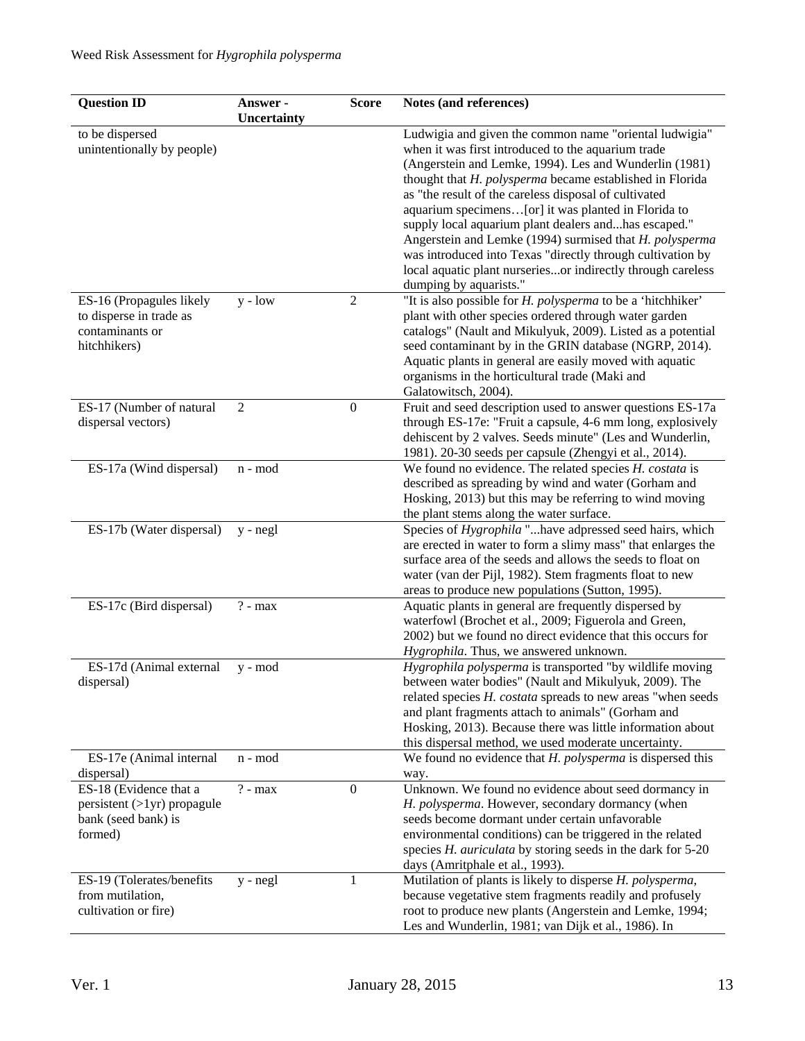| Question ID | Answer - Uncertainty | Score | Notes (and references) |
|---|---|---|---|
| to be dispersed unintentionally by people) | | | Ludwigia and given the common name "oriental ludwigia" when it was first introduced to the aquarium trade (Angerstein and Lemke, 1994). Les and Wunderlin (1981) thought that *H. polysperma* became established in Florida as "the result of the careless disposal of cultivated aquarium specimens…[or] it was planted in Florida to supply local aquarium plant dealers and...has escaped." Angerstein and Lemke (1994) surmised that *H. polysperma* was introduced into Texas "directly through cultivation by local aquatic plant nurseries...or indirectly through careless dumping by aquarists." |
| ES-16 (Propagules likely to disperse in trade as contaminants or hitchhikers) | y - low | 2 | "It is also possible for *H. polysperma* to be a 'hitchhiker' plant with other species ordered through water garden catalogs" (Nault and Mikulyuk, 2009). Listed as a potential seed contaminant by in the GRIN database (NGRP, 2014). Aquatic plants in general are easily moved with aquatic organisms in the horticultural trade (Maki and Galatowitsch, 2004). |
| ES-17 (Number of natural dispersal vectors) | 2 | 0 | Fruit and seed description used to answer questions ES-17a through ES-17e: "Fruit a capsule, 4-6 mm long, explosively dehiscent by 2 valves. Seeds minute" (Les and Wunderlin, 1981). 20-30 seeds per capsule (Zhengyi et al., 2014). |
| ES-17a (Wind dispersal) | n - mod | | We found no evidence. The related species *H. costata* is described as spreading by wind and water (Gorham and Hosking, 2013) but this may be referring to wind moving the plant stems along the water surface. |
| ES-17b (Water dispersal) | y - negl | | Species of *Hygrophila* "...have adpressed seed hairs, which are erected in water to form a slimy mass" that enlarges the surface area of the seeds and allows the seeds to float on water (van der Pijl, 1982). Stem fragments float to new areas to produce new populations (Sutton, 1995). |
| ES-17c (Bird dispersal) | ? - max | | Aquatic plants in general are frequently dispersed by waterfowl (Brochet et al., 2009; Figuerola and Green, 2002) but we found no direct evidence that this occurs for *Hygrophila*. Thus, we answered unknown. |
| ES-17d (Animal external dispersal) | y - mod | | *Hygrophila polysperma* is transported "by wildlife moving between water bodies" (Nault and Mikulyuk, 2009). The related species *H. costata* spreads to new areas "when seeds and plant fragments attach to animals" (Gorham and Hosking, 2013). Because there was little information about this dispersal method, we used moderate uncertainty. |
| ES-17e (Animal internal dispersal) | n - mod | | We found no evidence that *H. polysperma* is dispersed this way. |
| ES-18 (Evidence that a persistent (>1yr) propagule bank (seed bank) is formed) | ? - max | 0 | Unknown. We found no evidence about seed dormancy in *H. polysperma*. However, secondary dormancy (when seeds become dormant under certain unfavorable environmental conditions) can be triggered in the related species *H. auriculata* by storing seeds in the dark for 5-20 days (Amritphale et al., 1993). |
| ES-19 (Tolerates/benefits from mutilation, cultivation or fire) | y - negl | 1 | Mutilation of plants is likely to disperse *H. polysperma*, because vegetative stem fragments readily and profusely root to produce new plants (Angerstein and Lemke, 1994; Les and Wunderlin, 1981; van Dijk et al., 1986). In |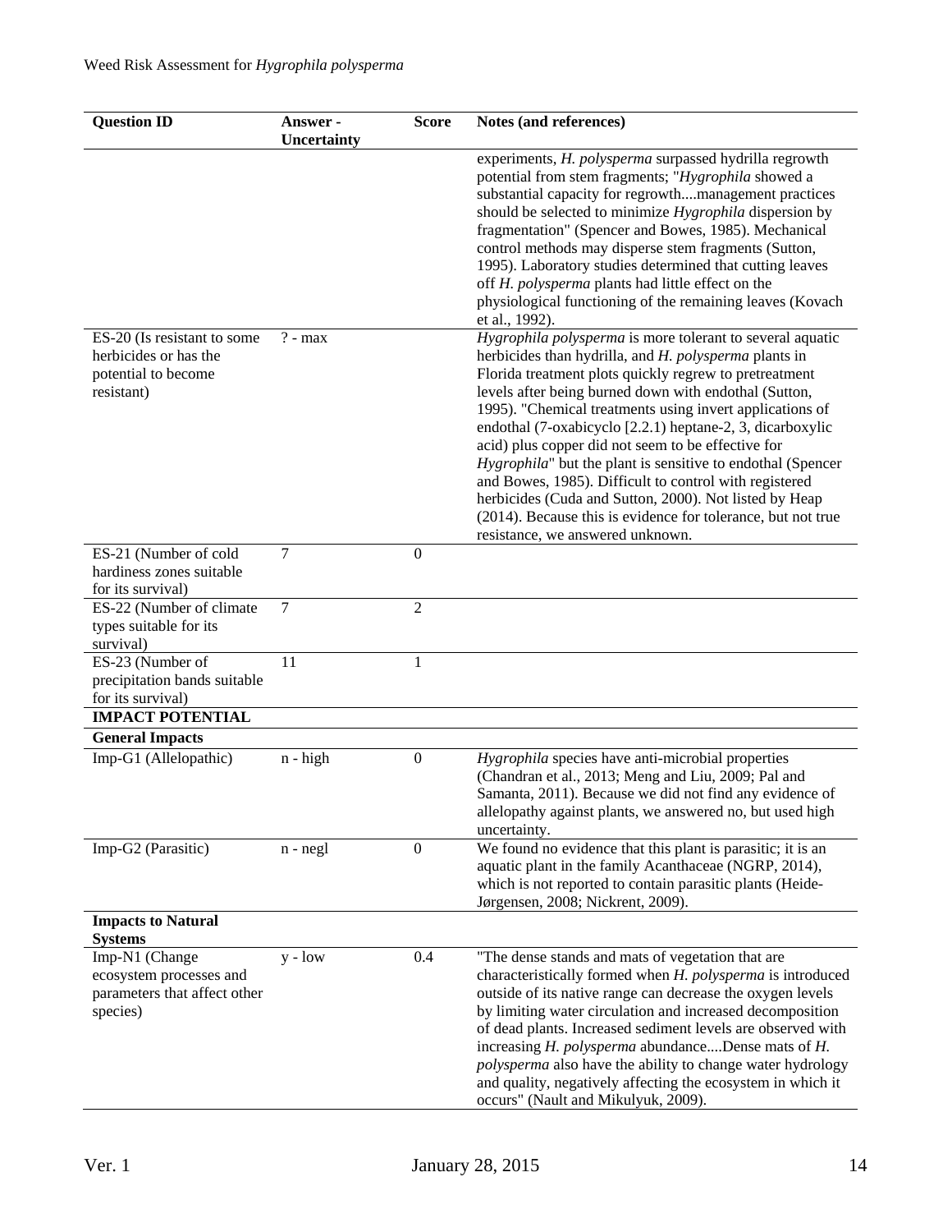| Question ID | Answer - Uncertainty | Score | Notes (and references) |
|---|---|---|---|
| | | | experiments, *H. polysperma* surpassed hydrilla regrowth potential from stem fragments; "*Hygrophila* showed a substantial capacity for regrowth....management practices should be selected to minimize *Hygrophila* dispersion by fragmentation" (Spencer and Bowes, 1985). Mechanical control methods may disperse stem fragments (Sutton, 1995). Laboratory studies determined that cutting leaves off *H. polysperma* plants had little effect on the physiological functioning of the remaining leaves (Kovach et al., 1992). |
| ES-20 (Is resistant to some herbicides or has the potential to become resistant) | ? - max | | *Hygrophila polysperma* is more tolerant to several aquatic herbicides than hydrilla, and *H. polysperma* plants in Florida treatment plots quickly regrew to pretreatment levels after being burned down with endothal (Sutton, 1995). "Chemical treatments using invert applications of endothal (7-oxabicyclo [2.2.1) heptane-2, 3, dicarboxylic acid) plus copper did not seem to be effective for *Hygrophila*" but the plant is sensitive to endothal (Spencer and Bowes, 1985). Difficult to control with registered herbicides (Cuda and Sutton, 2000). Not listed by Heap (2014). Because this is evidence for tolerance, but not true resistance, we answered unknown. |
| ES-21 (Number of cold hardiness zones suitable for its survival) | 7 | 0 | |
| ES-22 (Number of climate types suitable for its survival) | 7 | 2 | |
| ES-23 (Number of precipitation bands suitable for its survival) | 11 | 1 | |
| **IMPACT POTENTIAL** | | | |
| **General Impacts** | | | |
| Imp-G1 (Allelopathic) | n - high | 0 | *Hygrophila* species have anti-microbial properties (Chandran et al., 2013; Meng and Liu, 2009; Pal and Samanta, 2011). Because we did not find any evidence of allelopathy against plants, we answered no, but used high uncertainty. |
| Imp-G2 (Parasitic) | n - negl | 0 | We found no evidence that this plant is parasitic; it is an aquatic plant in the family Acanthaceae (NGRP, 2014), which is not reported to contain parasitic plants (Heide-Jørgensen, 2008; Nickrent, 2009). |
| **Impacts to Natural Systems** | | | |
| Imp-N1 (Change ecosystem processes and parameters that affect other species) | y - low | 0.4 | "The dense stands and mats of vegetation that are characteristically formed when *H. polysperma* is introduced outside of its native range can decrease the oxygen levels by limiting water circulation and increased decomposition of dead plants. Increased sediment levels are observed with increasing *H. polysperma* abundance....Dense mats of *H. polysperma* also have the ability to change water hydrology and quality, negatively affecting the ecosystem in which it occurs" (Nault and Mikulyuk, 2009). |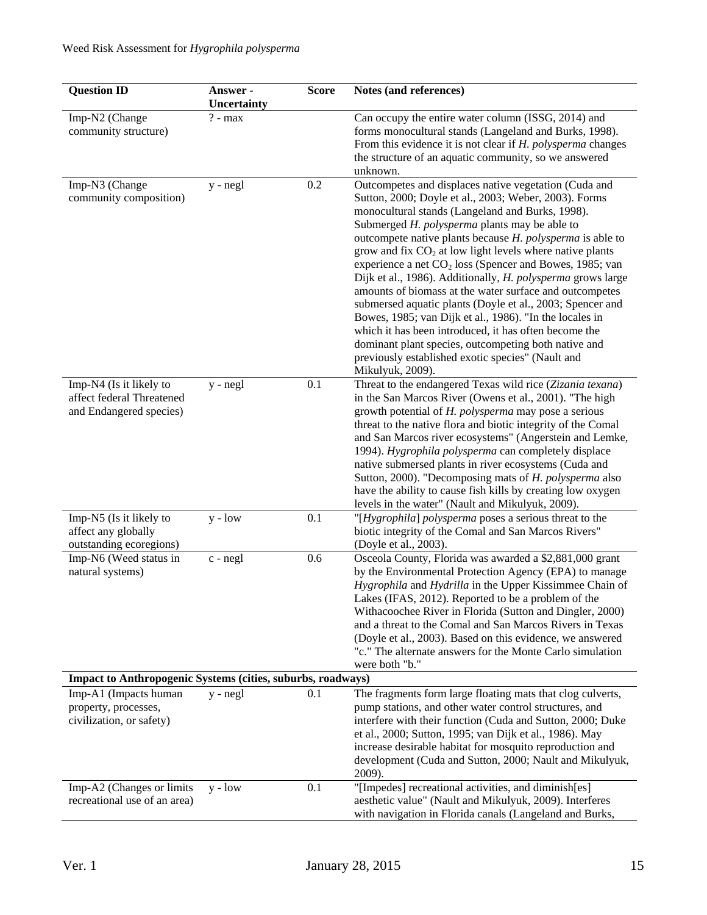| Question ID | Answer - Uncertainty | Score | Notes (and references) |
|---|---|---|---|
| Imp-N2 (Change community structure) | ? - max | | Can occupy the entire water column (ISSG, 2014) and forms monocultural stands (Langeland and Burks, 1998). From this evidence it is not clear if *H. polysperma* changes the structure of an aquatic community, so we answered unknown. |
| Imp-N3 (Change community composition) | y - negl | 0.2 | Outcompetes and displaces native vegetation (Cuda and Sutton, 2000; Doyle et al., 2003; Weber, 2003). Forms monocultural stands (Langeland and Burks, 1998). Submerged *H. polysperma* plants may be able to outcompete native plants because *H. polysperma* is able to grow and fix $CO_2$ at low light levels where native plants experience a net $CO_2$ loss (Spencer and Bowes, 1985; van Dijk et al., 1986). Additionally, *H. polysperma* grows large amounts of biomass at the water surface and outcompetes submersed aquatic plants (Doyle et al., 2003; Spencer and Bowes, 1985; van Dijk et al., 1986). "In the locales in which it has been introduced, it has often become the dominant plant species, outcompeting both native and previously established exotic species" (Nault and Mikulyuk, 2009). |
| Imp-N4 (Is it likely to affect federal Threatened and Endangered species) | y - negl | 0.1 | Threat to the endangered Texas wild rice (*Zizania texana*) in the San Marcos River (Owens et al., 2001). "The high growth potential of *H. polysperma* may pose a serious threat to the native flora and biotic integrity of the Comal and San Marcos river ecosystems" (Angerstein and Lemke, 1994). *Hygrophila polysperma* can completely displace native submersed plants in river ecosystems (Cuda and Sutton, 2000). "Decomposing mats of *H. polysperma* also have the ability to cause fish kills by creating low oxygen levels in the water" (Nault and Mikulyuk, 2009). |
| Imp-N5 (Is it likely to affect any globally outstanding ecoregions) | y - low | 0.1 | "[*Hygrophila*] *polysperma* poses a serious threat to the biotic integrity of the Comal and San Marcos Rivers" (Doyle et al., 2003). |
| Imp-N6 (Weed status in natural systems) | c - negl | 0.6 | Osceola County, Florida was awarded a $2,881,000 grant by the Environmental Protection Agency (EPA) to manage *Hygrophila* and *Hydrilla* in the Upper Kissimmee Chain of Lakes (IFAS, 2012). Reported to be a problem of the Withacoochee River in Florida (Sutton and Dingler, 2000) and a threat to the Comal and San Marcos Rivers in Texas (Doyle et al., 2003). Based on this evidence, we answered "c." The alternate answers for the Monte Carlo simulation were both "b." |
| **Impact to Anthropogenic Systems (cities, suburbs, roadways)** | | | |
| Imp-A1 (Impacts human property, processes, civilization, or safety) | y - negl | 0.1 | The fragments form large floating mats that clog culverts, pump stations, and other water control structures, and interfere with their function (Cuda and Sutton, 2000; Duke et al., 2000; Sutton, 1995; van Dijk et al., 1986). May increase desirable habitat for mosquito reproduction and development (Cuda and Sutton, 2000; Nault and Mikulyuk, 2009). |
| Imp-A2 (Changes or limits recreational use of an area) | y - low | 0.1 | "[Impedes] recreational activities, and diminish[es] aesthetic value" (Nault and Mikulyuk, 2009). Interferes with navigation in Florida canals (Langeland and Burks, |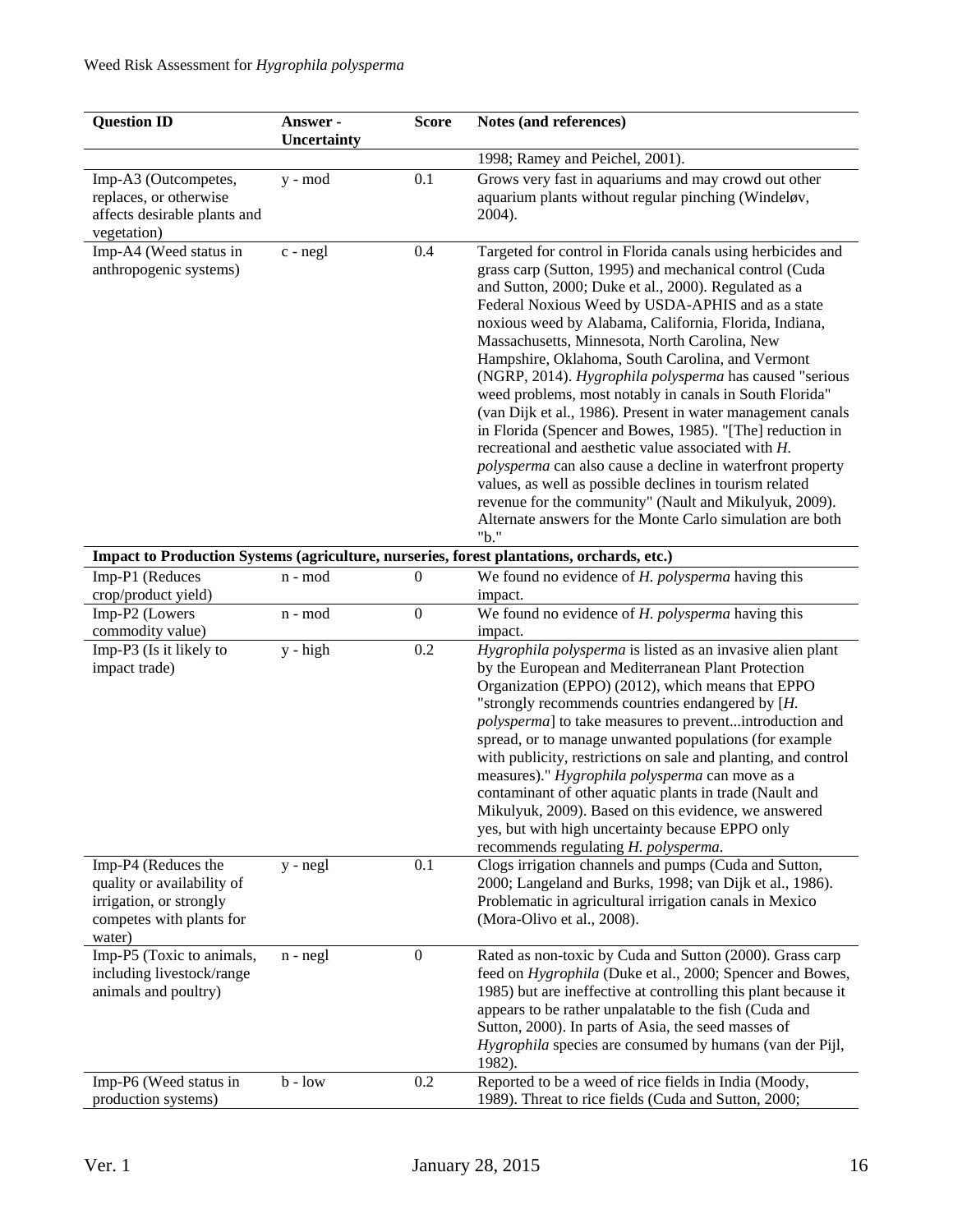| Question ID | Answer - Uncertainty | Score | Notes (and references) |
|---|---|---|---|
| | | | 1998; Ramey and Peichel, 2001). |
| Imp-A3 (Outcompetes, replaces, or otherwise affects desirable plants and vegetation) | y - mod | 0.1 | Grows very fast in aquariums and may crowd out other aquarium plants without regular pinching (Windeløv, 2004). |
| Imp-A4 (Weed status in anthropogenic systems) | c - negl | 0.4 | Targeted for control in Florida canals using herbicides and grass carp (Sutton, 1995) and mechanical control (Cuda and Sutton, 2000; Duke et al., 2000). Regulated as a Federal Noxious Weed by USDA-APHIS and as a state noxious weed by Alabama, California, Florida, Indiana, Massachusetts, Minnesota, North Carolina, New Hampshire, Oklahoma, South Carolina, and Vermont (NGRP, 2014). *Hygrophila polysperma* has caused "serious weed problems, most notably in canals in South Florida" (van Dijk et al., 1986). Present in water management canals in Florida (Spencer and Bowes, 1985). "[The] reduction in recreational and aesthetic value associated with *H. polysperma* can also cause a decline in waterfront property values, as well as possible declines in tourism related revenue for the community" (Nault and Mikulyuk, 2009). Alternate answers for the Monte Carlo simulation are both "b." |
| **Impact to Production Systems (agriculture, nurseries, forest plantations, orchards, etc.)** | | | |
| Imp-P1 (Reduces crop/product yield) | n - mod | 0 | We found no evidence of *H. polysperma* having this impact. |
| Imp-P2 (Lowers commodity value) | n - mod | 0 | We found no evidence of *H. polysperma* having this impact. |
| Imp-P3 (Is it likely to impact trade) | y - high | 0.2 | *Hygrophila polysperma* is listed as an invasive alien plant by the European and Mediterranean Plant Protection Organization (EPPO) (2012), which means that EPPO "strongly recommends countries endangered by [*H. polysperma*] to take measures to prevent...introduction and spread, or to manage unwanted populations (for example with publicity, restrictions on sale and planting, and control measures)." *Hygrophila polysperma* can move as a contaminant of other aquatic plants in trade (Nault and Mikulyuk, 2009). Based on this evidence, we answered yes, but with high uncertainty because EPPO only recommends regulating *H. polysperma*. |
| Imp-P4 (Reduces the quality or availability of irrigation, or strongly competes with plants for water) | y - negl | 0.1 | Clogs irrigation channels and pumps (Cuda and Sutton, 2000; Langeland and Burks, 1998; van Dijk et al., 1986). Problematic in agricultural irrigation canals in Mexico (Mora-Olivo et al., 2008). |
| Imp-P5 (Toxic to animals, including livestock/range animals and poultry) | n - negl | 0 | Rated as non-toxic by Cuda and Sutton (2000). Grass carp feed on *Hygrophila* (Duke et al., 2000; Spencer and Bowes, 1985) but are ineffective at controlling this plant because it appears to be rather unpalatable to the fish (Cuda and Sutton, 2000). In parts of Asia, the seed masses of *Hygrophila* species are consumed by humans (van der Pijl, 1982). |
| Imp-P6 (Weed status in production systems) | b - low | 0.2 | Reported to be a weed of rice fields in India (Moody, 1989). Threat to rice fields (Cuda and Sutton, 2000; |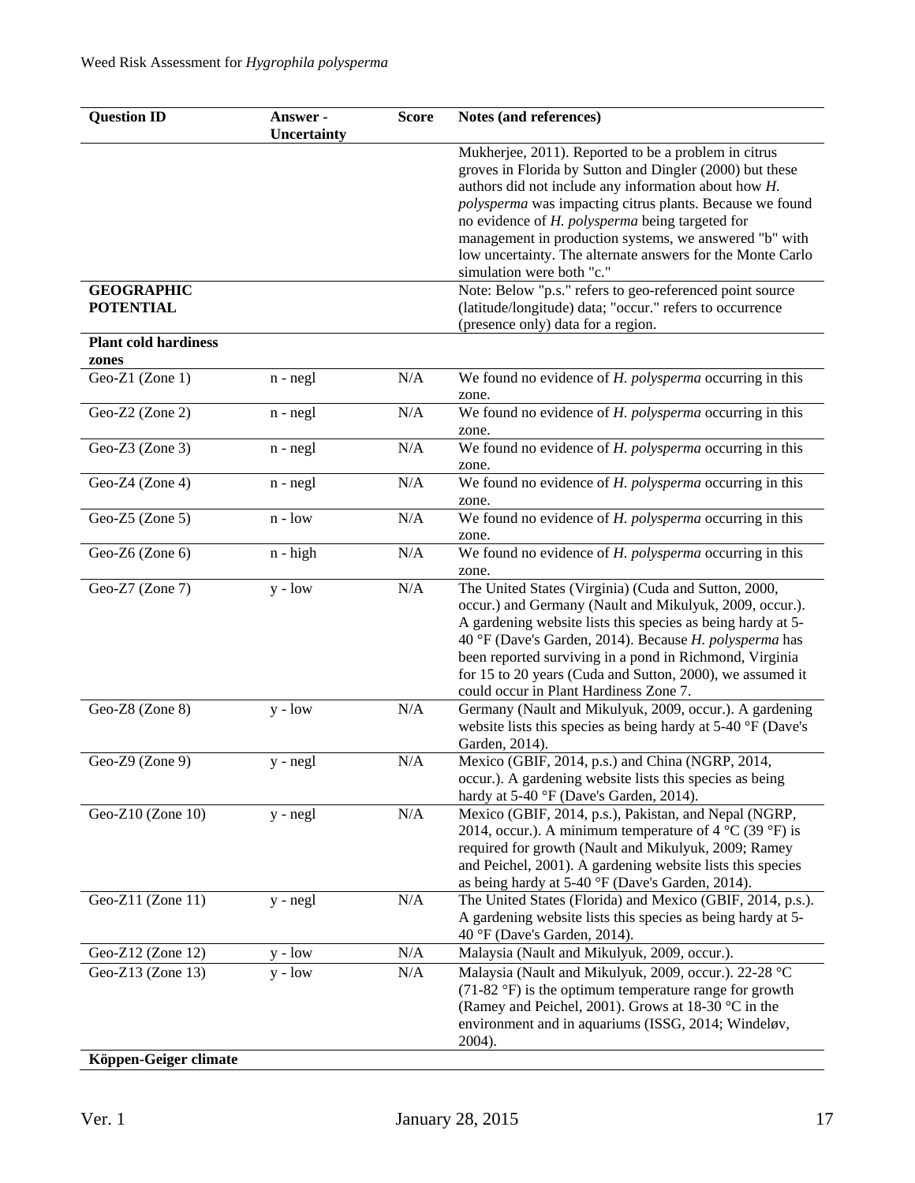| Question ID | Answer - Uncertainty | Score | Notes (and references) |
|---|---|---|---|
| | | | Mukherjee, 2011). Reported to be a problem in citrus groves in Florida by Sutton and Dingler (2000) but these authors did not include any information about how *H. polysperma* was impacting citrus plants. Because we found no evidence of *H. polysperma* being targeted for management in production systems, we answered "b" with low uncertainty. The alternate answers for the Monte Carlo simulation were both "c." |
| **GEOGRAPHIC POTENTIAL** | | | Note: Below "p.s." refers to geo-referenced point source (latitude/longitude) data; "occur." refers to occurrence (presence only) data for a region. |
| **Plant cold hardiness zones** | | | |
| Geo-Z1 (Zone 1) | n - negl | N/A | We found no evidence of *H. polysperma* occurring in this zone. |
| Geo-Z2 (Zone 2) | n - negl | N/A | We found no evidence of *H. polysperma* occurring in this zone. |
| Geo-Z3 (Zone 3) | n - negl | N/A | We found no evidence of *H. polysperma* occurring in this zone. |
| Geo-Z4 (Zone 4) | n - negl | N/A | We found no evidence of *H. polysperma* occurring in this zone. |
| Geo-Z5 (Zone 5) | n - low | N/A | We found no evidence of *H. polysperma* occurring in this zone. |
| Geo-Z6 (Zone 6) | n - high | N/A | We found no evidence of *H. polysperma* occurring in this zone. |
| Geo-Z7 (Zone 7) | y - low | N/A | The United States (Virginia) (Cuda and Sutton, 2000, occur.) and Germany (Nault and Mikulyuk, 2009, occur.). A gardening website lists this species as being hardy at 5-40 °F (Dave's Garden, 2014). Because *H. polysperma* has been reported surviving in a pond in Richmond, Virginia for 15 to 20 years (Cuda and Sutton, 2000), we assumed it could occur in Plant Hardiness Zone 7. |
| Geo-Z8 (Zone 8) | y - low | N/A | Germany (Nault and Mikulyuk, 2009, occur.). A gardening website lists this species as being hardy at 5-40 °F (Dave's Garden, 2014). |
| Geo-Z9 (Zone 9) | y - negl | N/A | Mexico (GBIF, 2014, p.s.) and China (NGRP, 2014, occur.). A gardening website lists this species as being hardy at 5-40 °F (Dave's Garden, 2014). |
| Geo-Z10 (Zone 10) | y - negl | N/A | Mexico (GBIF, 2014, p.s.), Pakistan, and Nepal (NGRP, 2014, occur.). A minimum temperature of 4 °C (39 °F) is required for growth (Nault and Mikulyuk, 2009; Ramey and Peichel, 2001). A gardening website lists this species as being hardy at 5-40 °F (Dave's Garden, 2014). |
| Geo-Z11 (Zone 11) | y - negl | N/A | The United States (Florida) and Mexico (GBIF, 2014, p.s.). A gardening website lists this species as being hardy at 5-40 °F (Dave's Garden, 2014). |
| Geo-Z12 (Zone 12) | y - low | N/A | Malaysia (Nault and Mikulyuk, 2009, occur.). |
| Geo-Z13 (Zone 13) | y - low | N/A | Malaysia (Nault and Mikulyuk, 2009, occur.). 22-28 °C (71-82 °F) is the optimum temperature range for growth (Ramey and Peichel, 2001). Grows at 18-30 °C in the environment and in aquariums (ISSG, 2014; Windeløv, 2004). |
| **Köppen-Geiger climate** | | | |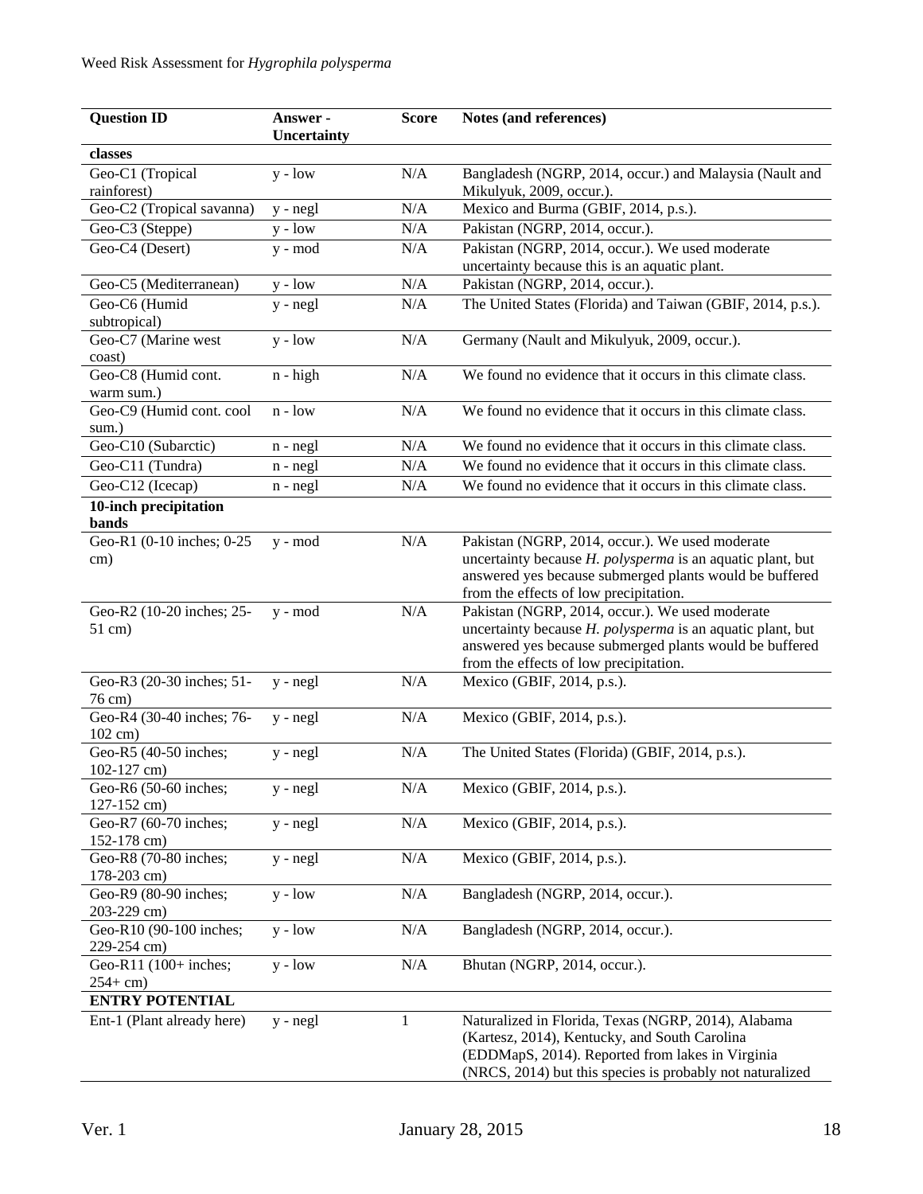| Question ID | Answer - Uncertainty | Score | Notes (and references) |
|---|---|---|---|
| **classes** | | | |
| Geo-C1 (Tropical rainforest) | y - low | N/A | Bangladesh (NGRP, 2014, occur.) and Malaysia (Nault and Mikulyuk, 2009, occur.). |
| Geo-C2 (Tropical savanna) | y - negl | N/A | Mexico and Burma (GBIF, 2014, p.s.). |
| Geo-C3 (Steppe) | y - low | N/A | Pakistan (NGRP, 2014, occur.). |
| Geo-C4 (Desert) | y - mod | N/A | Pakistan (NGRP, 2014, occur.). We used moderate uncertainty because this is an aquatic plant. |
| Geo-C5 (Mediterranean) | y - low | N/A | Pakistan (NGRP, 2014, occur.). |
| Geo-C6 (Humid subtropical) | y - negl | N/A | The United States (Florida) and Taiwan (GBIF, 2014, p.s.). |
| Geo-C7 (Marine west coast) | y - low | N/A | Germany (Nault and Mikulyuk, 2009, occur.). |
| Geo-C8 (Humid cont. warm sum.) | n - high | N/A | We found no evidence that it occurs in this climate class. |
| Geo-C9 (Humid cont. cool sum.) | n - low | N/A | We found no evidence that it occurs in this climate class. |
| Geo-C10 (Subarctic) | n - negl | N/A | We found no evidence that it occurs in this climate class. |
| Geo-C11 (Tundra) | n - negl | N/A | We found no evidence that it occurs in this climate class. |
| Geo-C12 (Icecap) | n - negl | N/A | We found no evidence that it occurs in this climate class. |
| **10-inch precipitation bands** | | | |
| Geo-R1 (0-10 inches; 0-25 cm) | y - mod | N/A | Pakistan (NGRP, 2014, occur.). We used moderate uncertainty because *H. polysperma* is an aquatic plant, but answered yes because submerged plants would be buffered from the effects of low precipitation. |
| Geo-R2 (10-20 inches; 25-51 cm) | y - mod | N/A | Pakistan (NGRP, 2014, occur.). We used moderate uncertainty because *H. polysperma* is an aquatic plant, but answered yes because submerged plants would be buffered from the effects of low precipitation. |
| Geo-R3 (20-30 inches; 51-76 cm) | y - negl | N/A | Mexico (GBIF, 2014, p.s.). |
| Geo-R4 (30-40 inches; 76-102 cm) | y - negl | N/A | Mexico (GBIF, 2014, p.s.). |
| Geo-R5 (40-50 inches; 102-127 cm) | y - negl | N/A | The United States (Florida) (GBIF, 2014, p.s.). |
| Geo-R6 (50-60 inches; 127-152 cm) | y - negl | N/A | Mexico (GBIF, 2014, p.s.). |
| Geo-R7 (60-70 inches; 152-178 cm) | y - negl | N/A | Mexico (GBIF, 2014, p.s.). |
| Geo-R8 (70-80 inches; 178-203 cm) | y - negl | N/A | Mexico (GBIF, 2014, p.s.). |
| Geo-R9 (80-90 inches; 203-229 cm) | y - low | N/A | Bangladesh (NGRP, 2014, occur.). |
| Geo-R10 (90-100 inches; 229-254 cm) | y - low | N/A | Bangladesh (NGRP, 2014, occur.). |
| Geo-R11 (100+ inches; 254+ cm) | y - low | N/A | Bhutan (NGRP, 2014, occur.). |
| **ENTRY POTENTIAL** | | | |
| Ent-1 (Plant already here) | y - negl | 1 | Naturalized in Florida, Texas (NGRP, 2014), Alabama (Kartesz, 2014), Kentucky, and South Carolina (EDDMapS, 2014). Reported from lakes in Virginia (NRCS, 2014) but this species is probably not naturalized |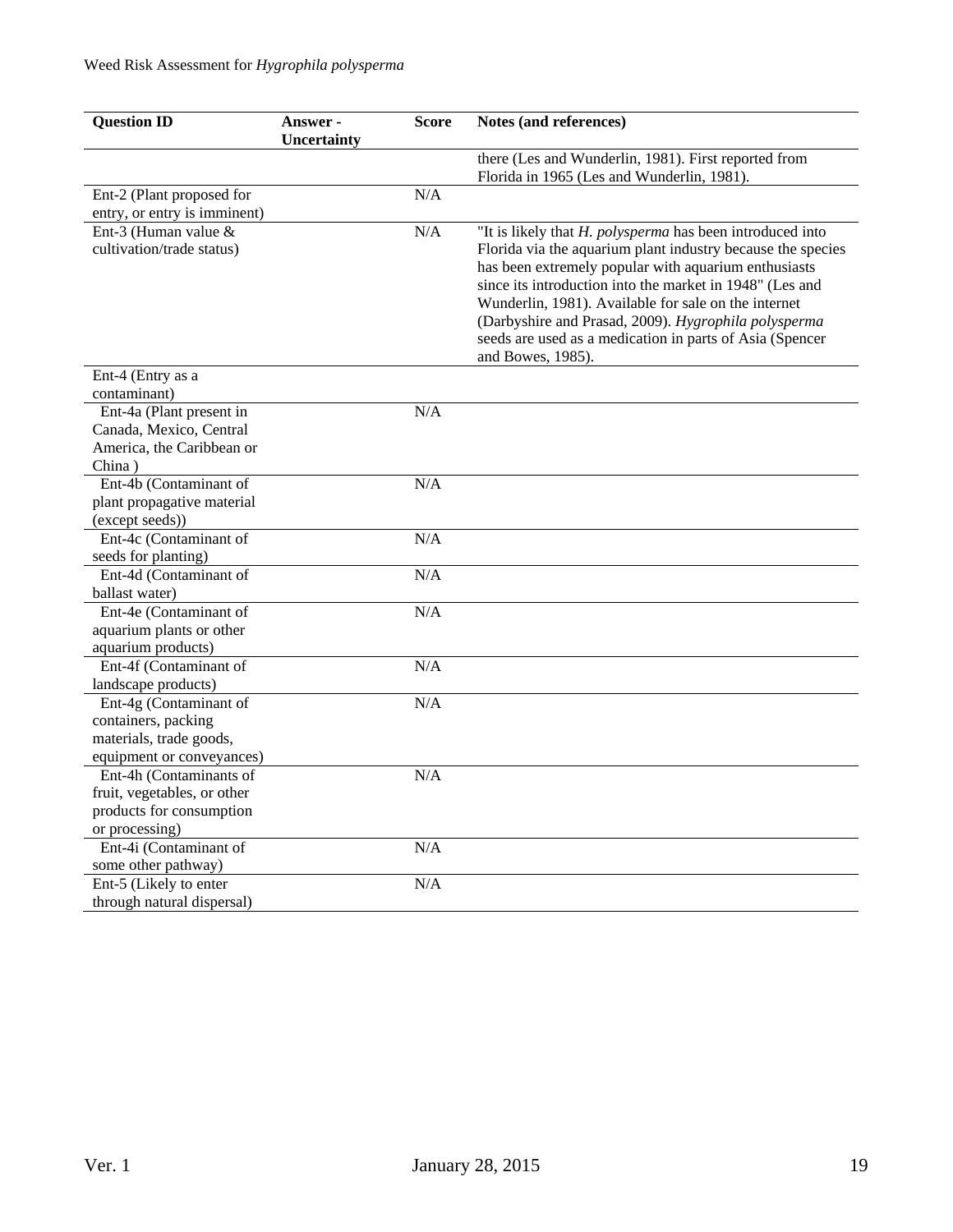| Question ID | Answer - Uncertainty | Score | Notes (and references) |
|---|---|---|---|
| | | | there (Les and Wunderlin, 1981). First reported from Florida in 1965 (Les and Wunderlin, 1981). |
| Ent-2 (Plant proposed for entry, or entry is imminent) | | N/A | |
| Ent-3 (Human value & cultivation/trade status) | | N/A | "It is likely that *H. polysperma* has been introduced into Florida via the aquarium plant industry because the species has been extremely popular with aquarium enthusiasts since its introduction into the market in 1948" (Les and Wunderlin, 1981). Available for sale on the internet (Darbyshire and Prasad, 2009). *Hygrophila polysperma* seeds are used as a medication in parts of Asia (Spencer and Bowes, 1985). |
| Ent-4 (Entry as a contaminant) | | | |
| Ent-4a (Plant present in Canada, Mexico, Central America, the Caribbean or China ) | | N/A | |
| Ent-4b (Contaminant of plant propagative material (except seeds)) | | N/A | |
| Ent-4c (Contaminant of seeds for planting) | | N/A | |
| Ent-4d (Contaminant of ballast water) | | N/A | |
| Ent-4e (Contaminant of aquarium plants or other aquarium products) | | N/A | |
| Ent-4f (Contaminant of landscape products) | | N/A | |
| Ent-4g (Contaminant of containers, packing materials, trade goods, equipment or conveyances) | | N/A | |
| Ent-4h (Contaminants of fruit, vegetables, or other products for consumption or processing) | | N/A | |
| Ent-4i (Contaminant of some other pathway) | | N/A | |
| Ent-5 (Likely to enter through natural dispersal) | | N/A | |